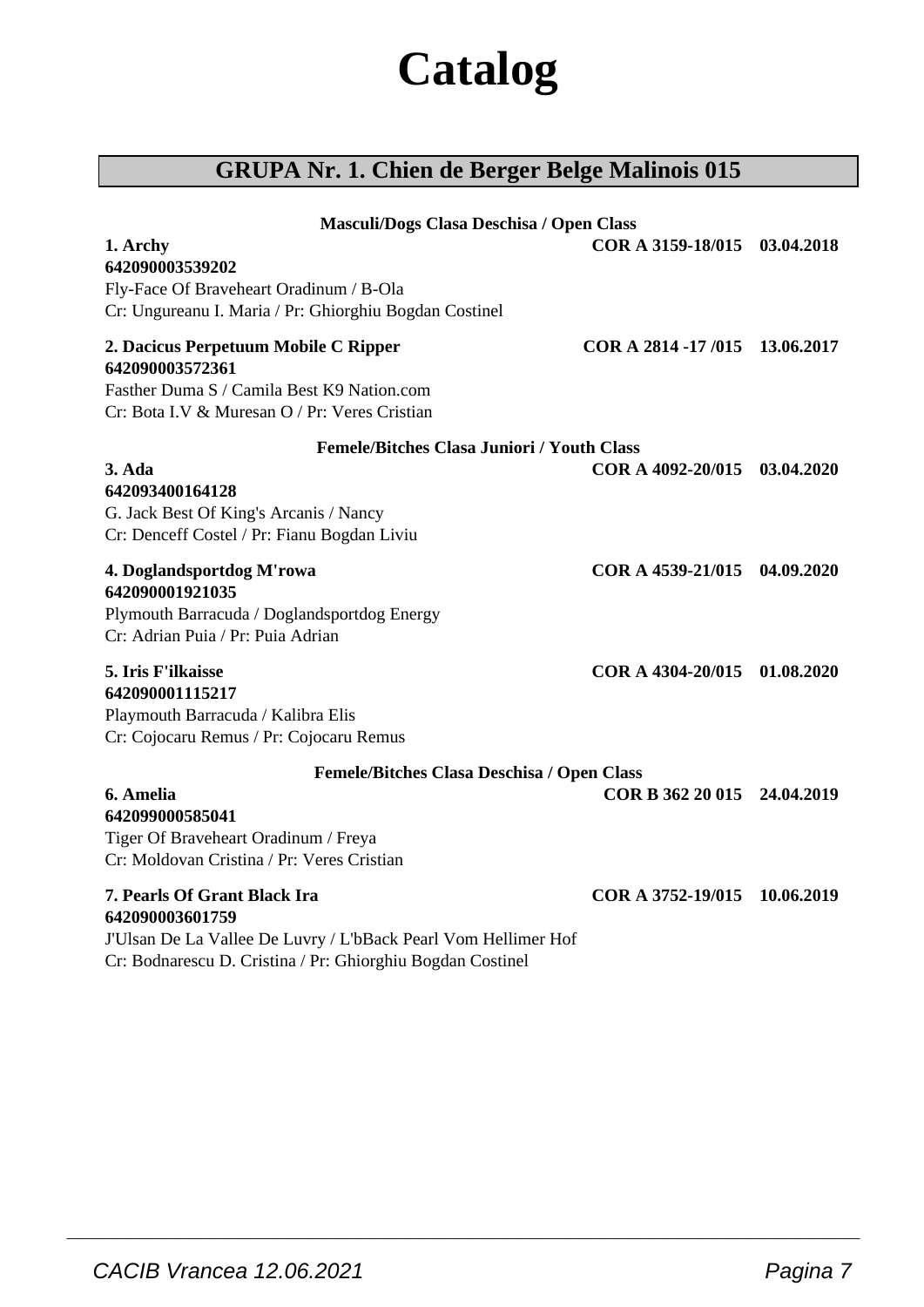# Catalog

## GRUPA Nr. 1. Chien de Berger Belge Malinois 015

**Masculi/Dogs Clasa Deschisa / Open Class**

**1. Archy** **COR A 3159-18/015 03.04.2018**
**642090003539202**
Fly-Face Of Braveheart Oradinum / B-Ola
Cr: Ungureanu I. Maria / Pr: Ghiorghiu Bogdan Costinel

**2. Dacicus Perpetuum Mobile C Ripper** **COR A 2814 -17 /015 13.06.2017**
**642090003572361**
Fasther Duma S / Camila Best K9 Nation.com
Cr: Bota I.V & Muresan O / Pr: Veres Cristian

**Femele/Bitches Clasa Juniori / Youth Class**

**3. Ada** **COR A 4092-20/015 03.04.2020**
**642093400164128**
G. Jack Best Of King's Arcanis / Nancy
Cr: Denceff Costel / Pr: Fianu Bogdan Liviu

**4. Doglandsportdog M'rowa** **COR A 4539-21/015 04.09.2020**
**642090001921035**
Plymouth Barracuda / Doglandsportdog Energy
Cr: Adrian Puia / Pr: Puia Adrian

**5. Iris F'ilkaisse** **COR A 4304-20/015 01.08.2020**
**642090001115217**
Playmouth Barracuda / Kalibra Elis
Cr: Cojocaru Remus / Pr: Cojocaru Remus

**Femele/Bitches Clasa Deschisa / Open Class**

**6. Amelia** **COR B 362 20 015 24.04.2019**
**642099000585041**
Tiger Of Braveheart Oradinum / Freya
Cr: Moldovan Cristina / Pr: Veres Cristian

**7. Pearls Of Grant Black Ira** **COR A 3752-19/015 10.06.2019**
**642090003601759**
J'Ulsan De La Vallee De Luvry / L'bBack Pearl Vom Hellimer Hof
Cr: Bodnarescu D. Cristina / Pr: Ghiorghiu Bogdan Costinel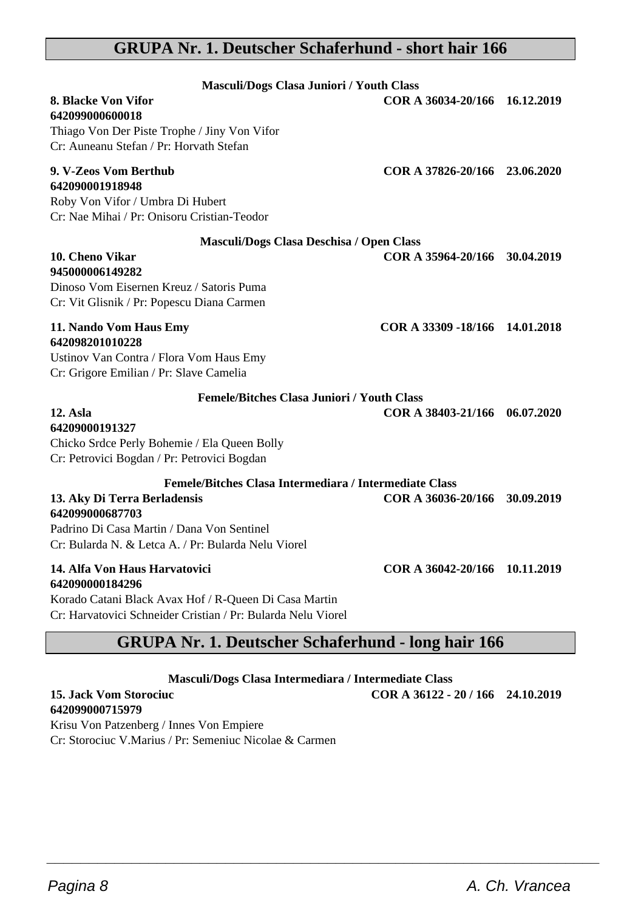## GRUPA Nr. 1. Deutscher Schaferhund - short hair 166

**Masculi/Dogs Clasa Juniori / Youth Class**

**8. Blacke Von Vifor** **COR A 36034-20/166 16.12.2019**
**642099000600018**
Thiago Von Der Piste Trophe / Jiny Von Vifor
Cr: Auneanu Stefan / Pr: Horvath Stefan

**9. V-Zeos Vom Berthub** **COR A 37826-20/166 23.06.2020**
**642090001918948**
Roby Von Vifor / Umbra Di Hubert
Cr: Nae Mihai / Pr: Onisoru Cristian-Teodor

**Masculi/Dogs Clasa Deschisa / Open Class**

**10. Cheno Vikar** **COR A 35964-20/166 30.04.2019**
**945000006149282**
Dinoso Vom Eisernen Kreuz / Satoris Puma
Cr: Vit Glisnik / Pr: Popescu Diana Carmen

**11. Nando Vom Haus Emy** **COR A 33309 -18/166 14.01.2018**
**642098201010228**
Ustinov Van Contra / Flora Vom Haus Emy
Cr: Grigore Emilian / Pr: Slave Camelia

**Femele/Bitches Clasa Juniori / Youth Class**

**12. Asla** **COR A 38403-21/166 06.07.2020**
**64209000191327**
Chicko Srdce Perly Bohemie / Ela Queen Bolly
Cr: Petrovici Bogdan / Pr: Petrovici Bogdan

**Femele/Bitches Clasa Intermediara / Intermediate Class**

**13. Aky Di Terra Berladensis** **COR A 36036-20/166 30.09.2019**
**642099000687703**
Padrino Di Casa Martin / Dana Von Sentinel
Cr: Bularda N. & Letca A. / Pr: Bularda Nelu Viorel

**14. Alfa Von Haus Harvatovici** **COR A 36042-20/166 10.11.2019**
**642090000184296**
Korado Catani Black Avax Hof / R-Queen Di Casa Martin
Cr: Harvatovici Schneider Cristian / Pr: Bularda Nelu Viorel

## GRUPA Nr. 1. Deutscher Schaferhund - long hair 166

**Masculi/Dogs Clasa Intermediara / Intermediate Class**

**15. Jack Vom Storociuc** **COR A 36122 - 20 / 166 24.10.2019**
**642099000715979**
Krisu Von Patzenberg / Innes Von Empiere
Cr: Storociuc V.Marius / Pr: Semeniuc Nicolae & Carmen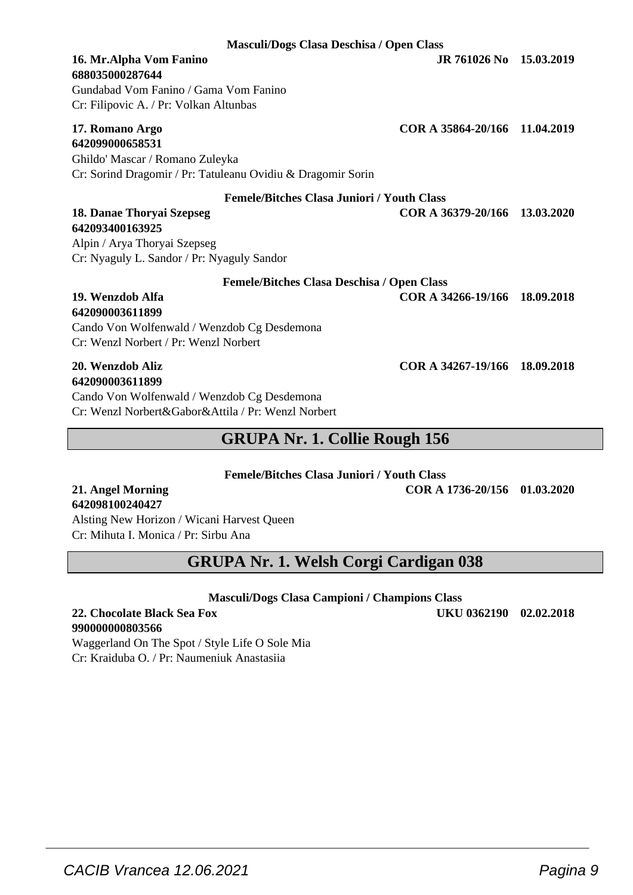**Masculi/Dogs Clasa Deschisa / Open Class**

**16. Mr.Alpha Vom Fanino** **JR 761026 No 15.03.2019**
**688035000287644**
Gundabad Vom Fanino / Gama Vom Fanino
Cr: Filipovic A. / Pr: Volkan Altunbas

**17. Romano Argo** **COR A 35864-20/166 11.04.2019**
**642099000658531**
Ghildo' Mascar / Romano Zuleyka
Cr: Sorind Dragomir / Pr: Tatuleanu Ovidiu & Dragomir Sorin

**Femele/Bitches Clasa Juniori / Youth Class**

**18. Danae Thoryai Szepseg** **COR A 36379-20/166 13.03.2020**
**642093400163925**
Alpin / Arya Thoryai Szepseg
Cr: Nyaguly L. Sandor / Pr: Nyaguly Sandor

**Femele/Bitches Clasa Deschisa / Open Class**

**19. Wenzdob Alfa** **COR A 34266-19/166 18.09.2018**
**642090003611899**
Cando Von Wolfenwald / Wenzdob Cg Desdemona
Cr: Wenzl Norbert / Pr: Wenzl Norbert

**20. Wenzdob Aliz** **COR A 34267-19/166 18.09.2018**
**642090003611899**
Cando Von Wolfenwald / Wenzdob Cg Desdemona
Cr: Wenzl Norbert&Gabor&Attila / Pr: Wenzl Norbert

## GRUPA Nr. 1. Collie Rough 156

**Femele/Bitches Clasa Juniori / Youth Class**

**21. Angel Morning** **COR A 1736-20/156 01.03.2020**
**642098100240427**
Alsting New Horizon / Wicani Harvest Queen
Cr: Mihuta I. Monica / Pr: Sirbu Ana

## GRUPA Nr. 1. Welsh Corgi Cardigan 038

**Masculi/Dogs Clasa Campioni / Champions Class**

**22. Chocolate Black Sea Fox** **UKU 0362190 02.02.2018**
**990000000803566**
Waggerland On The Spot / Style Life O Sole Mia
Cr: Kraiduba O. / Pr: Naumeniuk Anastasiia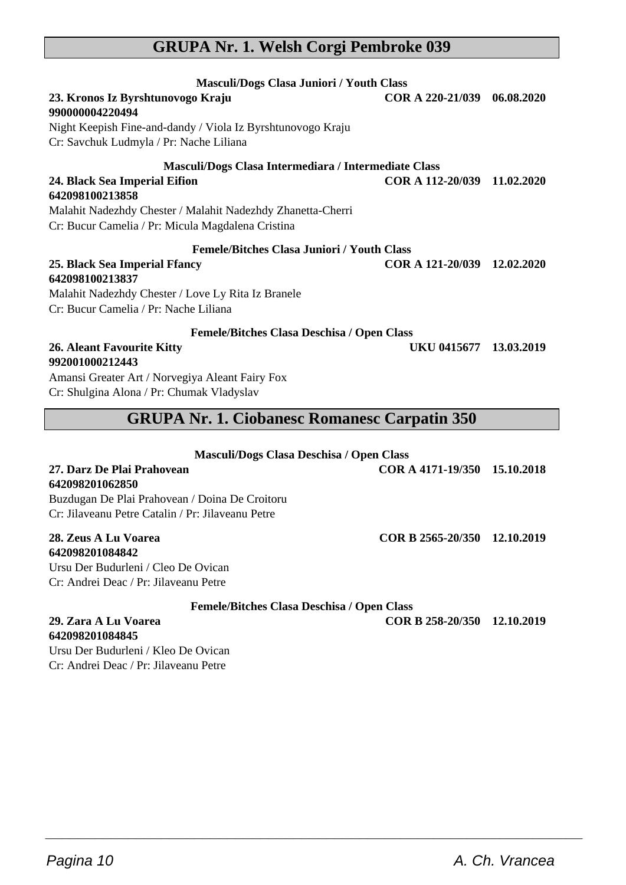## GRUPA Nr. 1. Welsh Corgi Pembroke 039

**Masculi/Dogs Clasa Juniori / Youth Class**

**23. Kronos Iz Byrshtunovogo Kraju** **COR A 220-21/039 06.08.2020**
**990000004220494**
Night Keepish Fine-and-dandy / Viola Iz Byrshtunovogo Kraju
Cr: Savchuk Ludmyla / Pr: Nache Liliana

**Masculi/Dogs Clasa Intermediara / Intermediate Class**

**24. Black Sea Imperial Eifion** **COR A 112-20/039 11.02.2020**
**642098100213858**
Malahit Nadezhdy Chester / Malahit Nadezhdy Zhanetta-Cherri
Cr: Bucur Camelia / Pr: Micula Magdalena Cristina

**Femele/Bitches Clasa Juniori / Youth Class**

**25. Black Sea Imperial Ffancy** **COR A 121-20/039 12.02.2020**
**642098100213837**
Malahit Nadezhdy Chester / Love Ly Rita Iz Branele
Cr: Bucur Camelia / Pr: Nache Liliana

**Femele/Bitches Clasa Deschisa / Open Class**

**26. Aleant Favourite Kitty** **UKU 0415677 13.03.2019**
**992001000212443**
Amansi Greater Art / Norvegiya Aleant Fairy Fox
Cr: Shulgina Alona / Pr: Chumak Vladyslav

## GRUPA Nr. 1. Ciobanesc Romanesc Carpatin 350

**Masculi/Dogs Clasa Deschisa / Open Class**

**27. Darz De Plai Prahovean** **COR A 4171-19/350 15.10.2018**
**642098201062850**
Buzdugan De Plai Prahovean / Doina De Croitoru
Cr: Jilaveanu Petre Catalin / Pr: Jilaveanu Petre

**28. Zeus A Lu Voarea** **COR B 2565-20/350 12.10.2019**
**642098201084842**
Ursu Der Budurleni / Cleo De Ovican
Cr: Andrei Deac / Pr: Jilaveanu Petre

**Femele/Bitches Clasa Deschisa / Open Class**

**29. Zara A Lu Voarea** **COR B 258-20/350 12.10.2019**
**642098201084845**
Ursu Der Budurleni / Kleo De Ovican
Cr: Andrei Deac / Pr: Jilaveanu Petre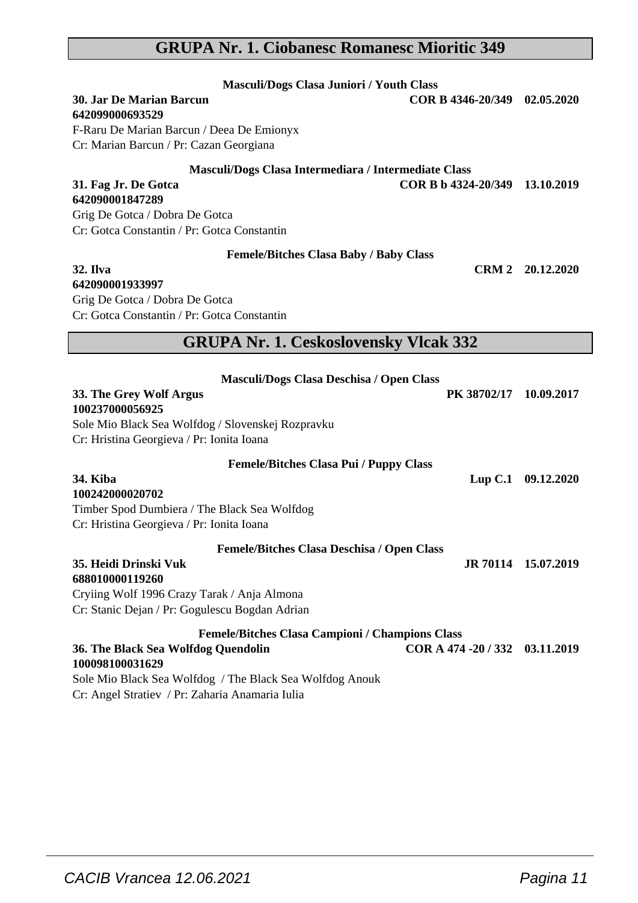## GRUPA Nr. 1. Ciobanesc Romanesc Mioritic 349

**Masculi/Dogs Clasa Juniori / Youth Class**

**30. Jar De Marian Barcun** **COR B 4346-20/349 02.05.2020**
**642099000693529**
F-Raru De Marian Barcun / Deea De Emionyx
Cr: Marian Barcun / Pr: Cazan Georgiana

**Masculi/Dogs Clasa Intermediara / Intermediate Class**

**31. Fag Jr. De Gotca** **COR B b 4324-20/349 13.10.2019**
**642090001847289**
Grig De Gotca / Dobra De Gotca
Cr: Gotca Constantin / Pr: Gotca Constantin

**Femele/Bitches Clasa Baby / Baby Class**

**32. Ilva** **CRM 2 20.12.2020**
**642090001933997**
Grig De Gotca / Dobra De Gotca
Cr: Gotca Constantin / Pr: Gotca Constantin

## GRUPA Nr. 1. Ceskoslovensky Vlcak 332

**Masculi/Dogs Clasa Deschisa / Open Class**

**33. The Grey Wolf Argus** **PK 38702/17 10.09.2017**
**100237000056925**
Sole Mio Black Sea Wolfdog / Slovenskej Rozpravku
Cr: Hristina Georgieva / Pr: Ionita Ioana

**Femele/Bitches Clasa Pui / Puppy Class**

**34. Kiba** **Lup C.1 09.12.2020**
**100242000020702**
Timber Spod Dumbiera / The Black Sea Wolfdog
Cr: Hristina Georgieva / Pr: Ionita Ioana

**Femele/Bitches Clasa Deschisa / Open Class**

**35. Heidi Drinski Vuk** **JR 70114 15.07.2019**
**688010000119260**
Cryiing Wolf 1996 Crazy Tarak / Anja Almona
Cr: Stanic Dejan / Pr: Gogulescu Bogdan Adrian

**Femele/Bitches Clasa Campioni / Champions Class**

**36. The Black Sea Wolfdog Quendolin** **COR A 474 -20 / 332 03.11.2019**
**100098100031629**
Sole Mio Black Sea Wolfdog / The Black Sea Wolfdog Anouk
Cr: Angel Stratiev / Pr: Zaharia Anamaria Iulia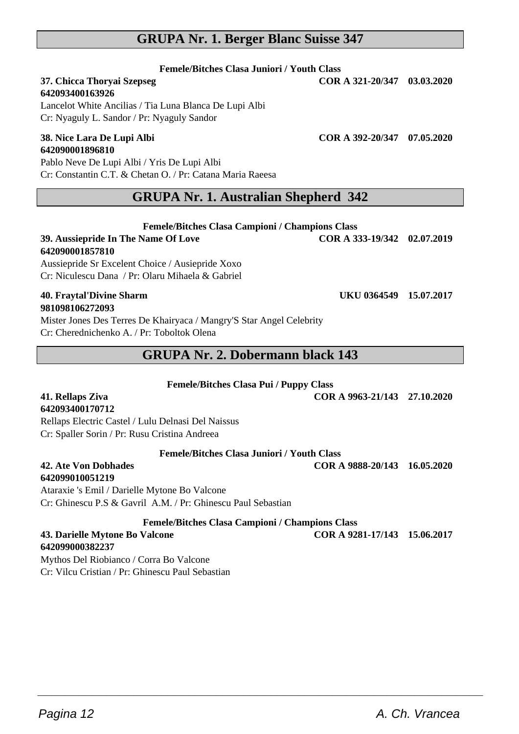## GRUPA Nr. 1. Berger Blanc Suisse 347

**Femele/Bitches Clasa Juniori / Youth Class**

**37. Chicca Thoryai Szepseg** **COR A 321-20/347 03.03.2020**
**642093400163926**
Lancelot White Ancilias / Tia Luna Blanca De Lupi Albi
Cr: Nyaguly L. Sandor / Pr: Nyaguly Sandor

**38. Nice Lara De Lupi Albi** **COR A 392-20/347 07.05.2020**
**642090001896810**
Pablo Neve De Lupi Albi / Yris De Lupi Albi
Cr: Constantin C.T. & Chetan O. / Pr: Catana Maria Raeesa

## GRUPA Nr. 1. Australian Shepherd 342

**Femele/Bitches Clasa Campioni / Champions Class**

**39. Aussiepride In The Name Of Love** **COR A 333-19/342 02.07.2019**
**642090001857810**
Aussiepride Sr Excelent Choice / Ausiepride Xoxo
Cr: Niculescu Dana / Pr: Olaru Mihaela & Gabriel

**40. Fraytal'Divine Sharm** **UKU 0364549 15.07.2017**
**981098106272093**
Mister Jones Des Terres De Khairyaca / Mangry'S Star Angel Celebrity
Cr: Cherednichenko A. / Pr: Toboltok Olena

## GRUPA Nr. 2. Dobermann black 143

**Femele/Bitches Clasa Pui / Puppy Class**

**41. Rellaps Ziva** **COR A 9963-21/143 27.10.2020**
**642093400170712**
Rellaps Electric Castel / Lulu Delnasi Del Naissus
Cr: Spaller Sorin / Pr: Rusu Cristina Andreea

**Femele/Bitches Clasa Juniori / Youth Class**

**42. Ate Von Dobhades** **COR A 9888-20/143 16.05.2020**
**642099010051219**
Ataraxie 's Emil / Darielle Mytone Bo Valcone
Cr: Ghinescu P.S & Gavril A.M. / Pr: Ghinescu Paul Sebastian

**Femele/Bitches Clasa Campioni / Champions Class**

**43. Darielle Mytone Bo Valcone** **COR A 9281-17/143 15.06.2017**
**642099000382237**
Mythos Del Riobianco / Corra Bo Valcone
Cr: Vilcu Cristian / Pr: Ghinescu Paul Sebastian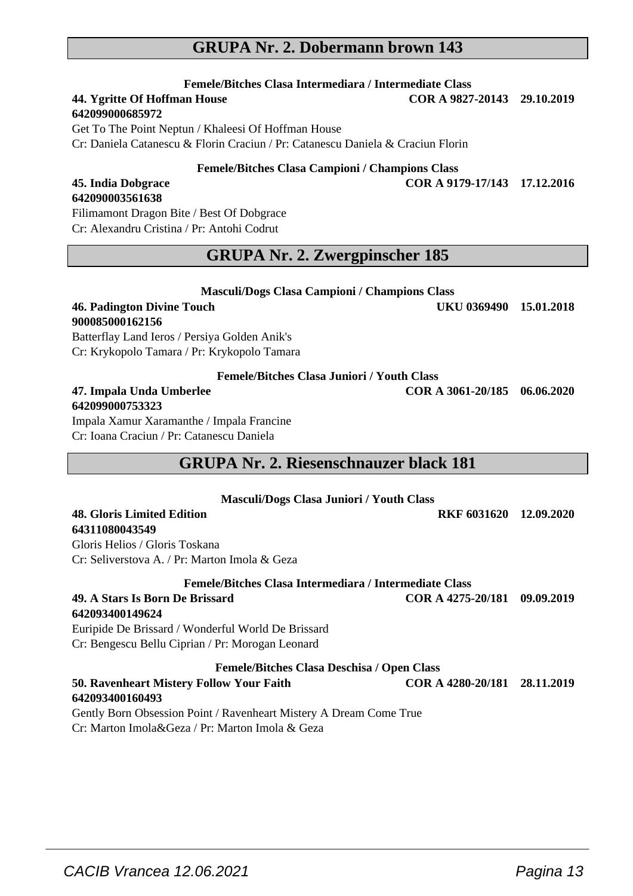## GRUPA Nr. 2. Dobermann brown 143

**Femele/Bitches Clasa Intermediara / Intermediate Class**

**44. Ygritte Of Hoffman House** **COR A 9827-20143 29.10.2019**
**642099000685972**
Get To The Point Neptun / Khaleesi Of Hoffman House
Cr: Daniela Catanescu & Florin Craciun / Pr: Catanescu Daniela & Craciun Florin

**Femele/Bitches Clasa Campioni / Champions Class**

**45. India Dobgrace** **COR A 9179-17/143 17.12.2016**
**642090003561638**
Filimamont Dragon Bite / Best Of Dobgrace
Cr: Alexandru Cristina / Pr: Antohi Codrut

## GRUPA Nr. 2. Zwergpinscher 185

**Masculi/Dogs Clasa Campioni / Champions Class**

**46. Padington Divine Touch** **UKU 0369490 15.01.2018**
**900085000162156**
Batterflay Land Ieros / Persiya Golden Anik's
Cr: Krykopolo Tamara / Pr: Krykopolo Tamara

**Femele/Bitches Clasa Juniori / Youth Class**

**47. Impala Unda Umberlee** **COR A 3061-20/185 06.06.2020**
**642099000753323**
Impala Xamur Xaramanthe / Impala Francine
Cr: Ioana Craciun / Pr: Catanescu Daniela

## GRUPA Nr. 2. Riesenschnauzer black 181

**Masculi/Dogs Clasa Juniori / Youth Class**

**48. Gloris Limited Edition** **RKF 6031620 12.09.2020**
**64311080043549**
Gloris Helios / Gloris Toskana
Cr: Seliverstova A. / Pr: Marton Imola & Geza

**Femele/Bitches Clasa Intermediara / Intermediate Class**

**49. A Stars Is Born De Brissard** **COR A 4275-20/181 09.09.2019**
**642093400149624**
Euripide De Brissard / Wonderful World De Brissard
Cr: Bengescu Bellu Ciprian / Pr: Morogan Leonard

**Femele/Bitches Clasa Deschisa / Open Class**

**50. Ravenheart Mistery Follow Your Faith** **COR A 4280-20/181 28.11.2019**
**642093400160493**
Gently Born Obsession Point / Ravenheart Mistery A Dream Come True
Cr: Marton Imola&Geza / Pr: Marton Imola & Geza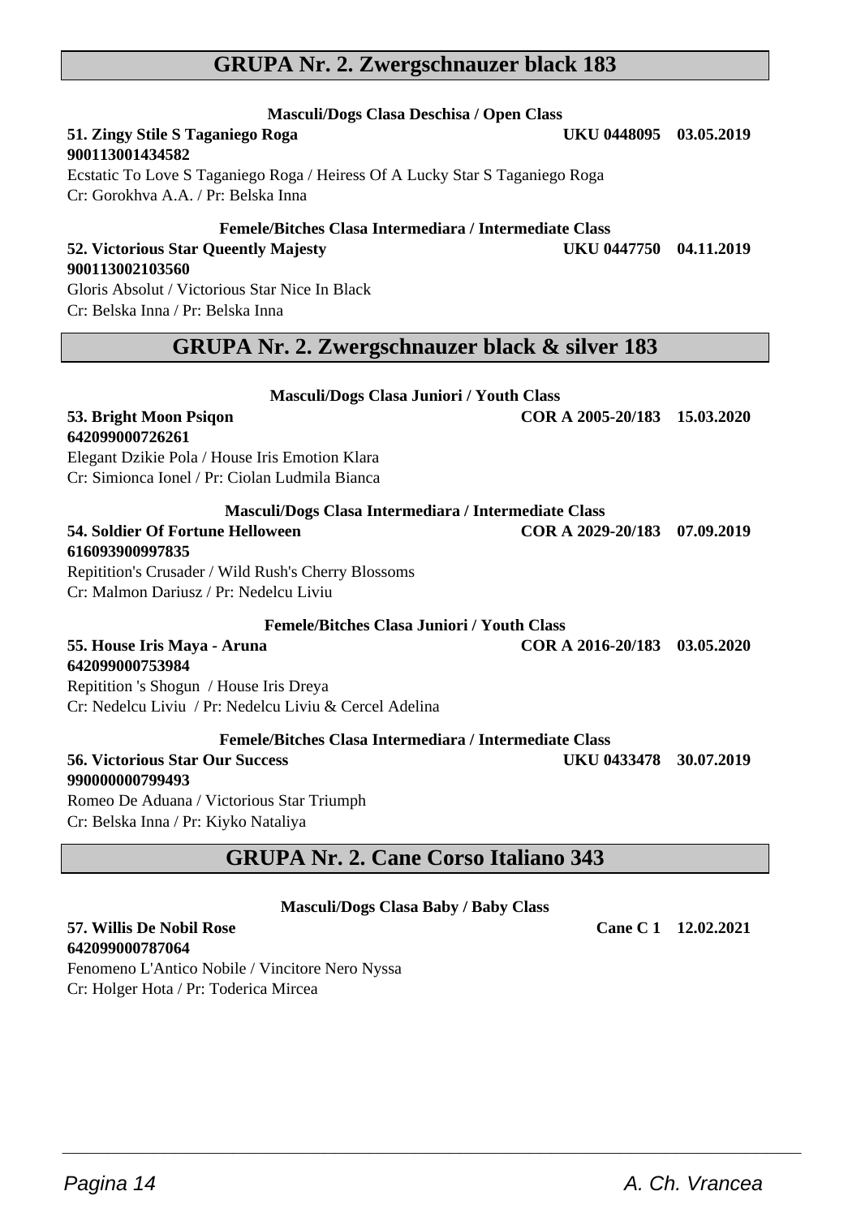## GRUPA Nr. 2. Zwergschnauzer black 183

**Masculi/Dogs Clasa Deschisa / Open Class**

**51. Zingy Stile S Taganiego Roga** **UKU 0448095 03.05.2019**
**900113001434582**
Ecstatic To Love S Taganiego Roga / Heiress Of A Lucky Star S Taganiego Roga
Cr: Gorokhva A.A. / Pr: Belska Inna

**Femele/Bitches Clasa Intermediara / Intermediate Class**

**52. Victorious Star Queently Majesty** **UKU 0447750 04.11.2019**
**900113002103560**
Gloris Absolut / Victorious Star Nice In Black
Cr: Belska Inna / Pr: Belska Inna

## GRUPA Nr. 2. Zwergschnauzer black & silver 183

**Masculi/Dogs Clasa Juniori / Youth Class**

**53. Bright Moon Psiqon** **COR A 2005-20/183 15.03.2020**
**642099000726261**
Elegant Dzikie Pola / House Iris Emotion Klara
Cr: Simionca Ionel / Pr: Ciolan Ludmila Bianca

**Masculi/Dogs Clasa Intermediara / Intermediate Class**

**54. Soldier Of Fortune Helloween** **COR A 2029-20/183 07.09.2019**
**616093900997835**
Repitition's Crusader / Wild Rush's Cherry Blossoms
Cr: Malmon Dariusz / Pr: Nedelcu Liviu

**Femele/Bitches Clasa Juniori / Youth Class**

**55. House Iris Maya - Aruna** **COR A 2016-20/183 03.05.2020**
**642099000753984**
Repitition 's Shogun / House Iris Dreya
Cr: Nedelcu Liviu / Pr: Nedelcu Liviu & Cercel Adelina

**Femele/Bitches Clasa Intermediara / Intermediate Class**

**56. Victorious Star Our Success** **UKU 0433478 30.07.2019**
**990000000799493**
Romeo De Aduana / Victorious Star Triumph
Cr: Belska Inna / Pr: Kiyko Nataliya

## GRUPA Nr. 2. Cane Corso Italiano 343

**Masculi/Dogs Clasa Baby / Baby Class**

**57. Willis De Nobil Rose** **Cane C 1 12.02.2021**
**642099000787064**
Fenomeno L'Antico Nobile / Vincitore Nero Nyssa
Cr: Holger Hota / Pr: Toderica Mircea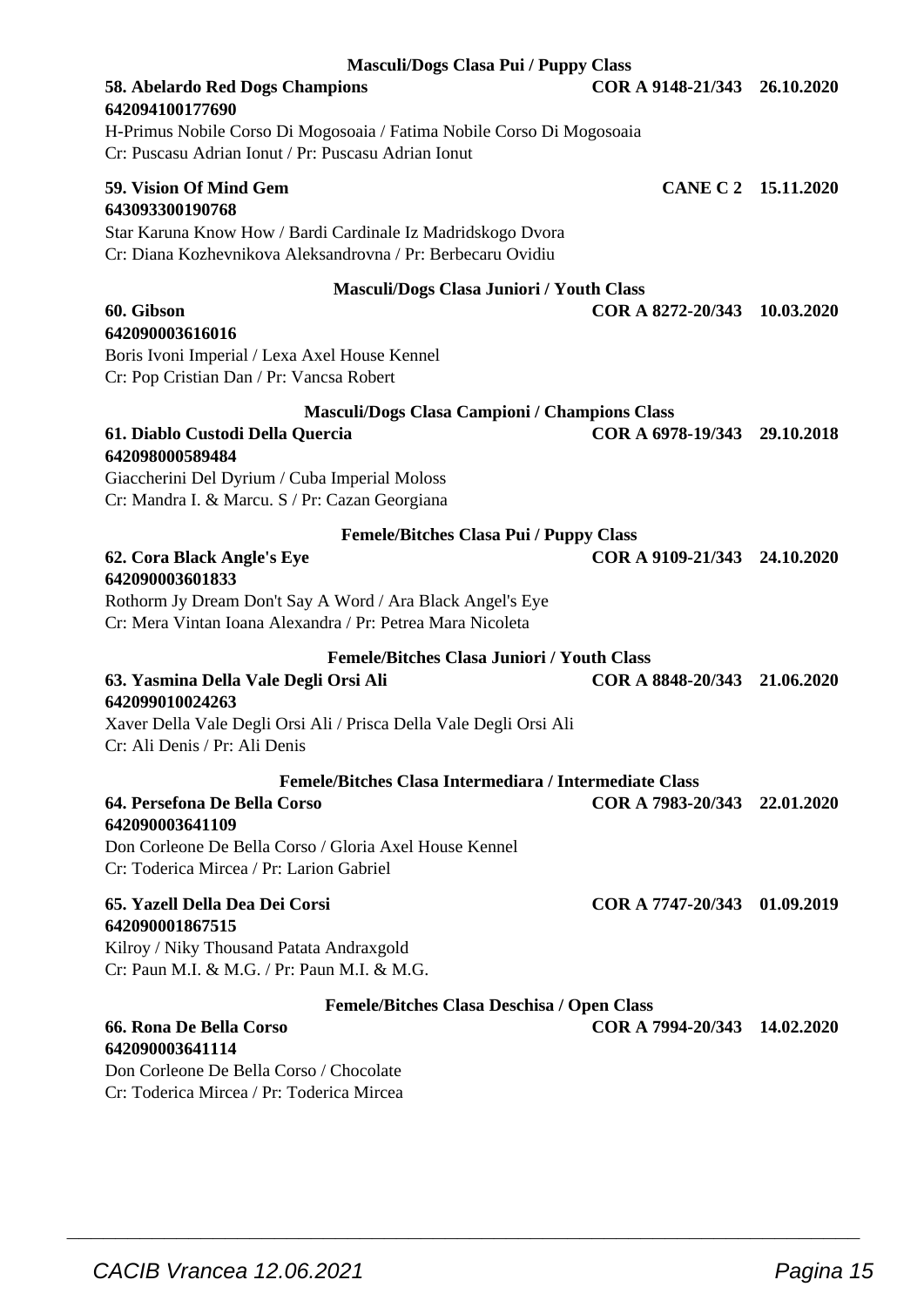### Masculi/Dogs Clasa Pui / Puppy Class

**58. Abelardo Red Dogs Champions** **COR A 9148-21/343 26.10.2020**
**642094100177690**
H-Primus Nobile Corso Di Mogosoaia / Fatima Nobile Corso Di Mogosoaia
Cr: Puscasu Adrian Ionut / Pr: Puscasu Adrian Ionut

**59. Vision Of Mind Gem** **CANE C 2 15.11.2020**
**643093300190768**
Star Karuna Know How / Bardi Cardinale Iz Madridskogo Dvora
Cr: Diana Kozhevnikova Aleksandrovna / Pr: Berbecaru Ovidiu

### Masculi/Dogs Clasa Juniori / Youth Class

**60. Gibson** **COR A 8272-20/343 10.03.2020**
**642090003616016**
Boris Ivoni Imperial / Lexa Axel House Kennel
Cr: Pop Cristian Dan / Pr: Vancsa Robert

### Masculi/Dogs Clasa Campioni / Champions Class

**61. Diablo Custodi Della Quercia** **COR A 6978-19/343 29.10.2018**
**642098000589484**
Giaccherini Del Dyrium / Cuba Imperial Moloss
Cr: Mandra I. & Marcu. S / Pr: Cazan Georgiana

### Femele/Bitches Clasa Pui / Puppy Class

**62. Cora Black Angle's Eye** **COR A 9109-21/343 24.10.2020**
**642090003601833**
Rothorm Jy Dream Don't Say A Word / Ara Black Angel's Eye
Cr: Mera Vintan Ioana Alexandra / Pr: Petrea Mara Nicoleta

### Femele/Bitches Clasa Juniori / Youth Class

**63. Yasmina Della Vale Degli Orsi Ali** **COR A 8848-20/343 21.06.2020**
**642099010024263**
Xaver Della Vale Degli Orsi Ali / Prisca Della Vale Degli Orsi Ali
Cr: Ali Denis / Pr: Ali Denis

### Femele/Bitches Clasa Intermediara / Intermediate Class

**64. Persefona De Bella Corso** **COR A 7983-20/343 22.01.2020**
**642090003641109**
Don Corleone De Bella Corso / Gloria Axel House Kennel
Cr: Toderica Mircea / Pr: Larion Gabriel

**65. Yazell Della Dea Dei Corsi** **COR A 7747-20/343 01.09.2019**
**642090001867515**
Kilroy / Niky Thousand Patata Andraxgold
Cr: Paun M.I. & M.G. / Pr: Paun M.I. & M.G.

### Femele/Bitches Clasa Deschisa / Open Class

**66. Rona De Bella Corso** **COR A 7994-20/343 14.02.2020**
**642090003641114**
Don Corleone De Bella Corso / Chocolate
Cr: Toderica Mircea / Pr: Toderica Mircea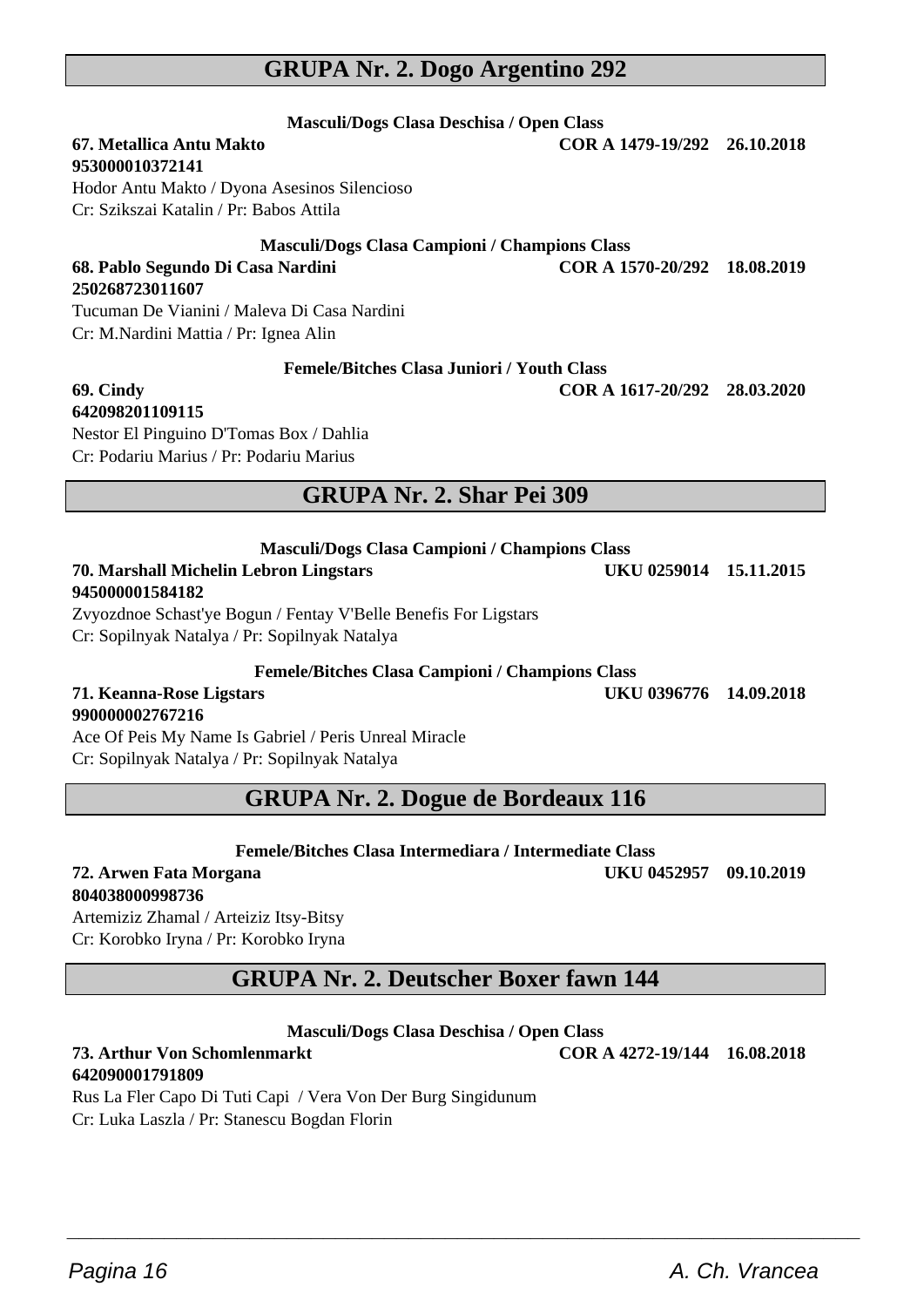## GRUPA Nr. 2. Dogo Argentino 292

**Masculi/Dogs Clasa Deschisa / Open Class**

**67. Metallica Antu Makto** **COR A 1479-19/292 26.10.2018**
**953000010372141**
Hodor Antu Makto / Dyona Asesinos Silencioso
Cr: Szikszai Katalin / Pr: Babos Attila

**Masculi/Dogs Clasa Campioni / Champions Class**

**68. Pablo Segundo Di Casa Nardini** **COR A 1570-20/292 18.08.2019**
**250268723011607**
Tucuman De Vianini / Maleva Di Casa Nardini
Cr: M.Nardini Mattia / Pr: Ignea Alin

**Femele/Bitches Clasa Juniori / Youth Class**

**69. Cindy** **COR A 1617-20/292 28.03.2020**
**642098201109115**
Nestor El Pinguino D'Tomas Box / Dahlia
Cr: Podariu Marius / Pr: Podariu Marius

## GRUPA Nr. 2. Shar Pei 309

**Masculi/Dogs Clasa Campioni / Champions Class**

**70. Marshall Michelin Lebron Lingstars** **UKU 0259014 15.11.2015**
**945000001584182**
Zvyozdnoe Schast'ye Bogun / Fentay V'Belle Benefis For Ligstars
Cr: Sopilnyak Natalya / Pr: Sopilnyak Natalya

**Femele/Bitches Clasa Campioni / Champions Class**

**71. Keanna-Rose Ligstars** **UKU 0396776 14.09.2018**
**990000002767216**
Ace Of Peis My Name Is Gabriel / Peris Unreal Miracle
Cr: Sopilnyak Natalya / Pr: Sopilnyak Natalya

## GRUPA Nr. 2. Dogue de Bordeaux 116

**Femele/Bitches Clasa Intermediara / Intermediate Class**

**72. Arwen Fata Morgana** **UKU 0452957 09.10.2019**
**804038000998736**
Artemiziz Zhamal / Arteiziz Itsy-Bitsy
Cr: Korobko Iryna / Pr: Korobko Iryna

## GRUPA Nr. 2. Deutscher Boxer fawn 144

**Masculi/Dogs Clasa Deschisa / Open Class**

**73. Arthur Von Schomlenmarkt** **COR A 4272-19/144 16.08.2018**
**642090001791809**
Rus La Fler Capo Di Tuti Capi / Vera Von Der Burg Singidunum
Cr: Luka Laszla / Pr: Stanescu Bogdan Florin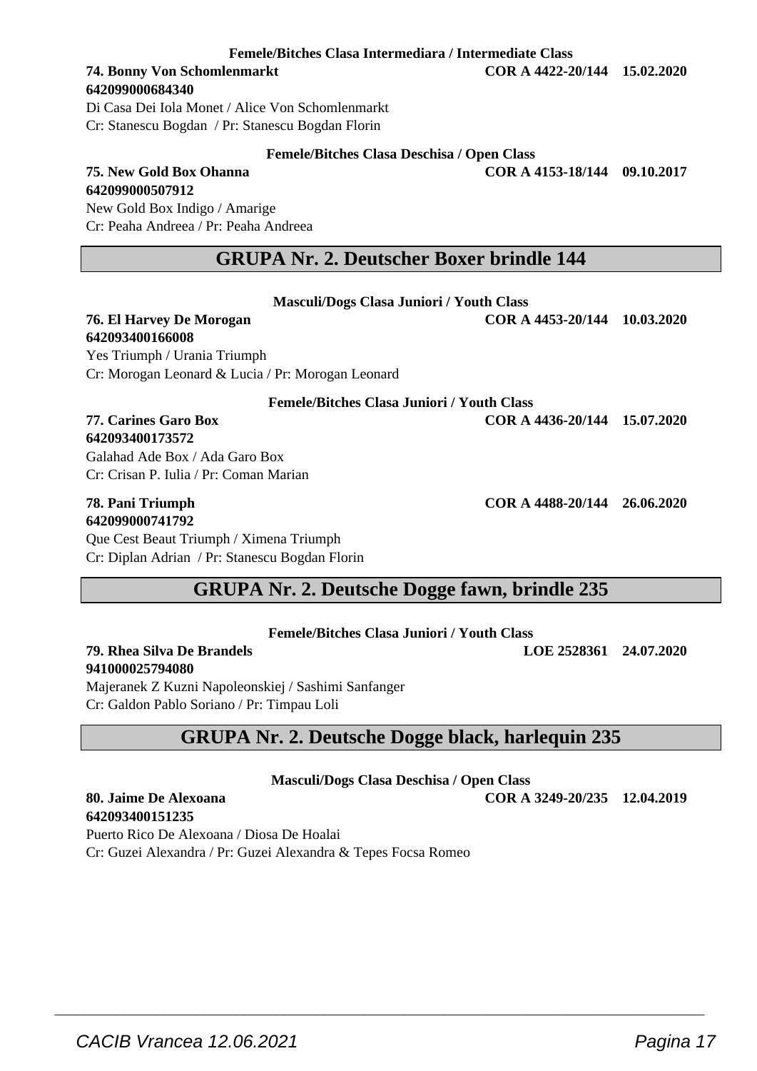**Femele/Bitches Clasa Intermediara / Intermediate Class**

**74. Bonny Von Schomlenmarkt** **COR A 4422-20/144 15.02.2020**
**642099000684340**
Di Casa Dei Iola Monet / Alice Von Schomlenmarkt
Cr: Stanescu Bogdan / Pr: Stanescu Bogdan Florin

**Femele/Bitches Clasa Deschisa / Open Class**

**75. New Gold Box Ohanna** **COR A 4153-18/144 09.10.2017**
**642099000507912**
New Gold Box Indigo / Amarige
Cr: Peaha Andreea / Pr: Peaha Andreea

## GRUPA Nr. 2. Deutscher Boxer brindle 144

**Masculi/Dogs Clasa Juniori / Youth Class**

**76. El Harvey De Morogan** **COR A 4453-20/144 10.03.2020**
**642093400166008**
Yes Triumph / Urania Triumph
Cr: Morogan Leonard & Lucia / Pr: Morogan Leonard

**Femele/Bitches Clasa Juniori / Youth Class**

**77. Carines Garo Box** **COR A 4436-20/144 15.07.2020**
**642093400173572**
Galahad Ade Box / Ada Garo Box
Cr: Crisan P. Iulia / Pr: Coman Marian

**78. Pani Triumph** **COR A 4488-20/144 26.06.2020**
**642099000741792**
Que Cest Beaut Triumph / Ximena Triumph
Cr: Diplan Adrian / Pr: Stanescu Bogdan Florin

## GRUPA Nr. 2. Deutsche Dogge fawn, brindle 235

**Femele/Bitches Clasa Juniori / Youth Class**

**79. Rhea Silva De Brandels** **LOE 2528361 24.07.2020**
**941000025794080**
Majeranek Z Kuzni Napoleonskiej / Sashimi Sanfanger
Cr: Galdon Pablo Soriano / Pr: Timpau Loli

## GRUPA Nr. 2. Deutsche Dogge black, harlequin 235

**Masculi/Dogs Clasa Deschisa / Open Class**

**80. Jaime De Alexoana** **COR A 3249-20/235 12.04.2019**
**642093400151235**
Puerto Rico De Alexoana / Diosa De Hoalai
Cr: Guzei Alexandra / Pr: Guzei Alexandra & Tepes Focsa Romeo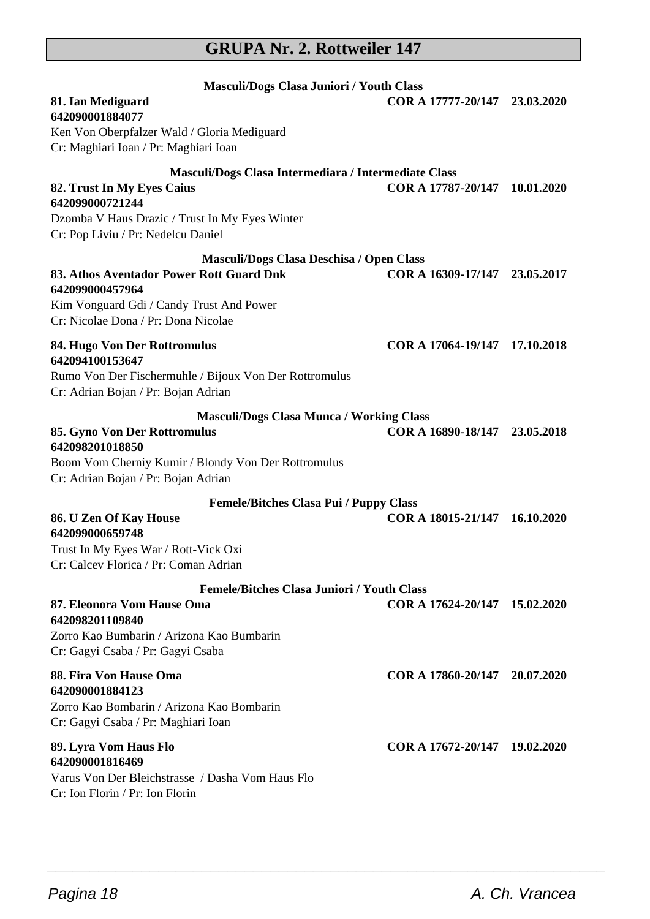# GRUPA Nr. 2. Rottweiler 147

**Masculi/Dogs Clasa Juniori / Youth Class**

**81. Ian Mediguard** **COR A 17777-20/147 23.03.2020**
**642090001884077**
Ken Von Oberpfalzer Wald / Gloria Mediguard
Cr: Maghiari Ioan / Pr: Maghiari Ioan

**Masculi/Dogs Clasa Intermediara / Intermediate Class**

**82. Trust In My Eyes Caius** **COR A 17787-20/147 10.01.2020**
**642099000721244**
Dzomba V Haus Drazic / Trust In My Eyes Winter
Cr: Pop Liviu / Pr: Nedelcu Daniel

**Masculi/Dogs Clasa Deschisa / Open Class**

**83. Athos Aventador Power Rott Guard Dnk** **COR A 16309-17/147 23.05.2017**
**642099000457964**
Kim Vonguard Gdi / Candy Trust And Power
Cr: Nicolae Dona / Pr: Dona Nicolae

**84. Hugo Von Der Rottromulus** **COR A 17064-19/147 17.10.2018**
**642094100153647**
Rumo Von Der Fischermuhle / Bijoux Von Der Rottromulus
Cr: Adrian Bojan / Pr: Bojan Adrian

**Masculi/Dogs Clasa Munca / Working Class**

**85. Gyno Von Der Rottromulus** **COR A 16890-18/147 23.05.2018**
**642098201018850**
Boom Vom Cherniy Kumir / Blondy Von Der Rottromulus
Cr: Adrian Bojan / Pr: Bojan Adrian

**Femele/Bitches Clasa Pui / Puppy Class**

**86. U Zen Of Kay House** **COR A 18015-21/147 16.10.2020**
**642099000659748**
Trust In My Eyes War / Rott-Vick Oxi
Cr: Calcev Florica / Pr: Coman Adrian

**Femele/Bitches Clasa Juniori / Youth Class**

**87. Eleonora Vom Hause Oma** **COR A 17624-20/147 15.02.2020**
**642098201109840**
Zorro Kao Bumbarin / Arizona Kao Bumbarin
Cr: Gagyi Csaba / Pr: Gagyi Csaba

**88. Fira Von Hause Oma** **COR A 17860-20/147 20.07.2020**
**642090001884123**
Zorro Kao Bombarin / Arizona Kao Bombarin
Cr: Gagyi Csaba / Pr: Maghiari Ioan

**89. Lyra Vom Haus Flo** **COR A 17672-20/147 19.02.2020**
**642090001816469**
Varus Von Der Bleichstrasse / Dasha Vom Haus Flo
Cr: Ion Florin / Pr: Ion Florin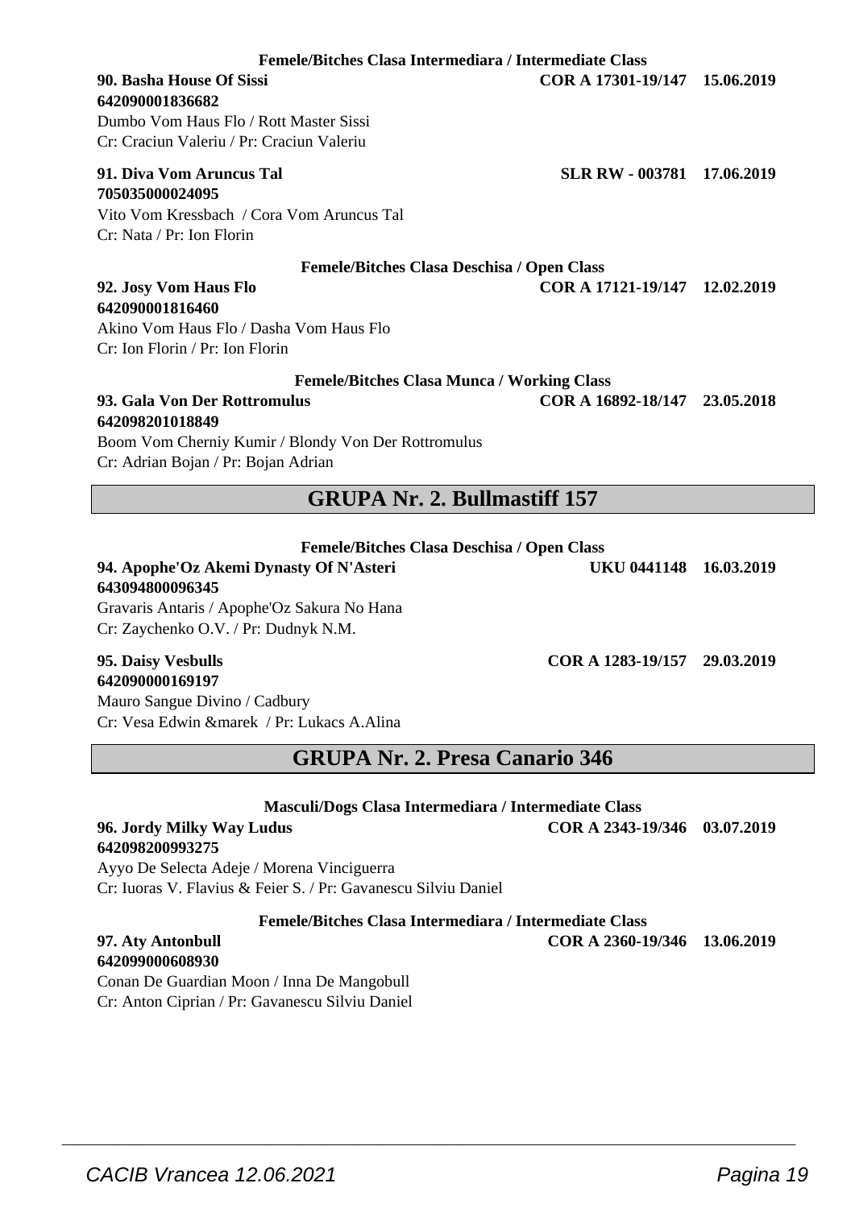**Femele/Bitches Clasa Intermediara / Intermediate Class**

**90. Basha House Of Sissi** **COR A 17301-19/147 15.06.2019**
**642090001836682**
Dumbo Vom Haus Flo / Rott Master Sissi
Cr: Craciun Valeriu / Pr: Craciun Valeriu

**91. Diva Vom Aruncus Tal** **SLR RW - 003781 17.06.2019**
**705035000024095**
Vito Vom Kressbach / Cora Vom Aruncus Tal
Cr: Nata / Pr: Ion Florin

**Femele/Bitches Clasa Deschisa / Open Class**

**92. Josy Vom Haus Flo** **COR A 17121-19/147 12.02.2019**
**642090001816460**
Akino Vom Haus Flo / Dasha Vom Haus Flo
Cr: Ion Florin / Pr: Ion Florin

**Femele/Bitches Clasa Munca / Working Class**

**93. Gala Von Der Rottromulus** **COR A 16892-18/147 23.05.2018**
**642098201018849**
Boom Vom Cherniy Kumir / Blondy Von Der Rottromulus
Cr: Adrian Bojan / Pr: Bojan Adrian

## GRUPA Nr. 2. Bullmastiff 157

**Femele/Bitches Clasa Deschisa / Open Class**

**94. Apophe'Oz Akemi Dynasty Of N'Asteri** **UKU 0441148 16.03.2019**
**643094800096345**
Gravaris Antaris / Apophe'Oz Sakura No Hana
Cr: Zaychenko O.V. / Pr: Dudnyk N.M.

**95. Daisy Vesbulls** **COR A 1283-19/157 29.03.2019**
**642090000169197**
Mauro Sangue Divino / Cadbury
Cr: Vesa Edwin &marek / Pr: Lukacs A.Alina

## GRUPA Nr. 2. Presa Canario 346

**Masculi/Dogs Clasa Intermediara / Intermediate Class**

**96. Jordy Milky Way Ludus** **COR A 2343-19/346 03.07.2019**
**642098200993275**
Ayyo De Selecta Adeje / Morena Vinciguerra
Cr: Iuoras V. Flavius & Feier S. / Pr: Gavanescu Silviu Daniel

**Femele/Bitches Clasa Intermediara / Intermediate Class**

**97. Aty Antonbull** **COR A 2360-19/346 13.06.2019**
**642099000608930**
Conan De Guardian Moon / Inna De Mangobull
Cr: Anton Ciprian / Pr: Gavanescu Silviu Daniel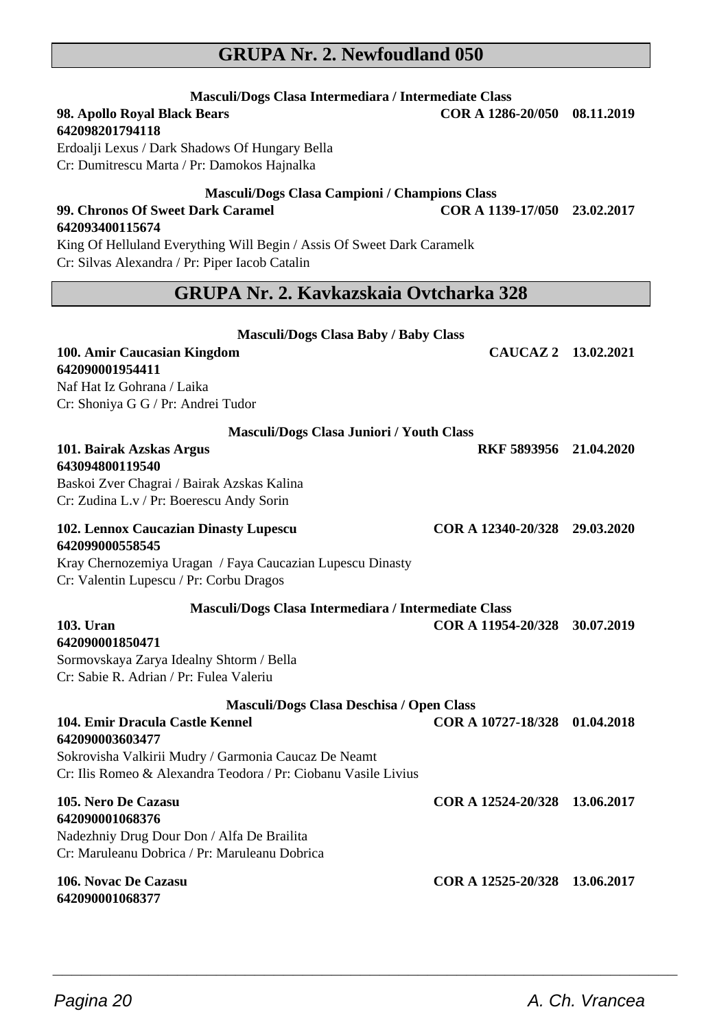## GRUPA Nr. 2. Newfoudland 050

**Masculi/Dogs Clasa Intermediara / Intermediate Class**

**98. Apollo Royal Black Bears** **COR A 1286-20/050 08.11.2019**
**642098201794118**
Erdoalji Lexus / Dark Shadows Of Hungary Bella
Cr: Dumitrescu Marta / Pr: Damokos Hajnalka

**Masculi/Dogs Clasa Campioni / Champions Class**

**99. Chronos Of Sweet Dark Caramel** **COR A 1139-17/050 23.02.2017**
**642093400115674**
King Of Helluland Everything Will Begin / Assis Of Sweet Dark Caramelk
Cr: Silvas Alexandra / Pr: Piper Iacob Catalin

## GRUPA Nr. 2. Kavkazskaia Ovtcharka 328

**Masculi/Dogs Clasa Baby / Baby Class**

**100. Amir Caucasian Kingdom** **CAUCAZ 2 13.02.2021**
**642090001954411**
Naf Hat Iz Gohrana / Laika
Cr: Shoniya G G / Pr: Andrei Tudor

**Masculi/Dogs Clasa Juniori / Youth Class**

**101. Bairak Azskas Argus** **RKF 5893956 21.04.2020**
**643094800119540**
Baskoi Zver Chagrai / Bairak Azskas Kalina
Cr: Zudina L.v / Pr: Boerescu Andy Sorin

**102. Lennox Caucazian Dinasty Lupescu** **COR A 12340-20/328 29.03.2020**
**642099000558545**
Kray Chernozemiya Uragan / Faya Caucazian Lupescu Dinasty
Cr: Valentin Lupescu / Pr: Corbu Dragos

**Masculi/Dogs Clasa Intermediara / Intermediate Class**

**103. Uran** **COR A 11954-20/328 30.07.2019**
**642090001850471**
Sormovskaya Zarya Idealny Shtorm / Bella
Cr: Sabie R. Adrian / Pr: Fulea Valeriu

**Masculi/Dogs Clasa Deschisa / Open Class**

**104. Emir Dracula Castle Kennel** **COR A 10727-18/328 01.04.2018**
**642090003603477**
Sokrovisha Valkirii Mudry / Garmonia Caucaz De Neamt
Cr: Ilis Romeo & Alexandra Teodora / Pr: Ciobanu Vasile Livius

**105. Nero De Cazasu** **COR A 12524-20/328 13.06.2017**
**642090001068376**
Nadezhniy Drug Dour Don / Alfa De Brailita
Cr: Maruleanu Dobrica / Pr: Maruleanu Dobrica

**106. Novac De Cazasu** **COR A 12525-20/328 13.06.2017**
**642090001068377**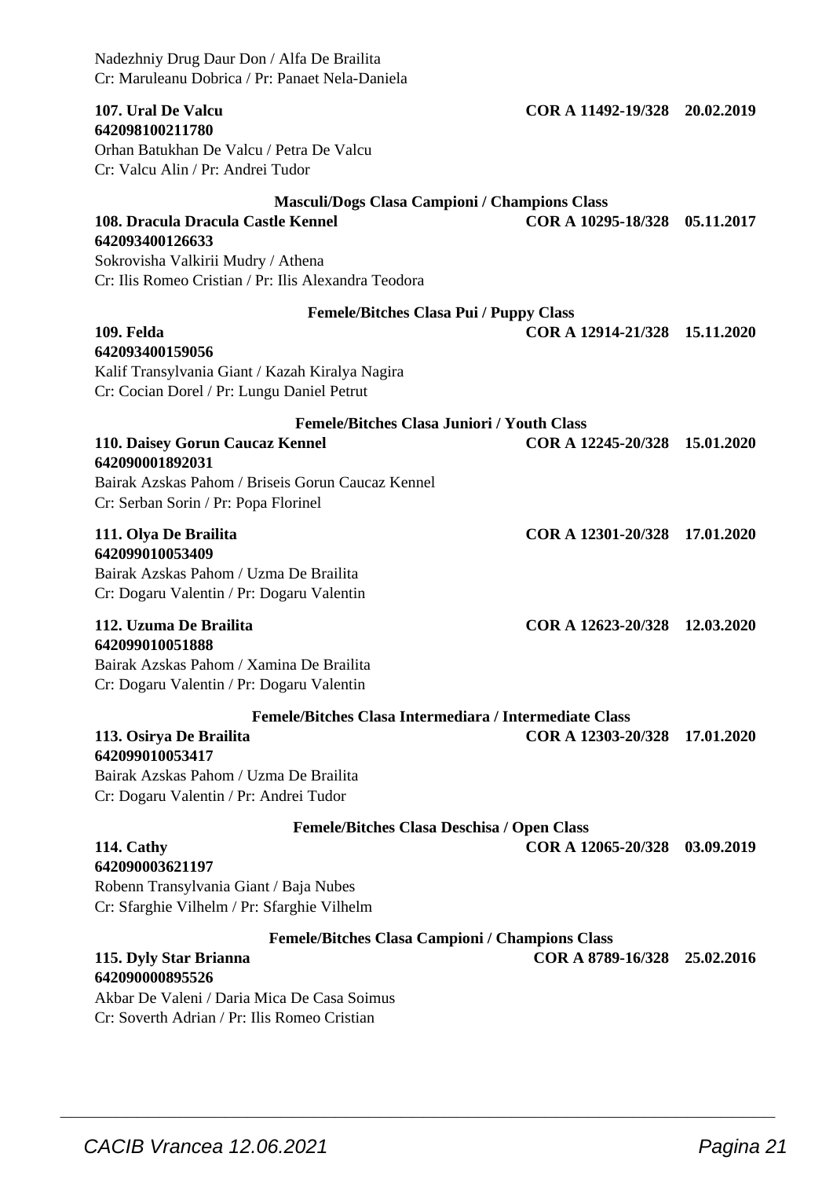Nadezhniy Drug Daur Don / Alfa De Brailita
Cr: Maruleanu Dobrica / Pr: Panaet Nela-Daniela

**107. Ural De Valcu** **COR A 11492-19/328 20.02.2019**
**642098100211780**
Orhan Batukhan De Valcu / Petra De Valcu
Cr: Valcu Alin / Pr: Andrei Tudor

### Masculi/Dogs Clasa Campioni / Champions Class

**108. Dracula Dracula Castle Kennel** **COR A 10295-18/328 05.11.2017**
**642093400126633**
Sokrovisha Valkirii Mudry / Athena
Cr: Ilis Romeo Cristian / Pr: Ilis Alexandra Teodora

### Femele/Bitches Clasa Pui / Puppy Class

**109. Felda** **COR A 12914-21/328 15.11.2020**
**642093400159056**
Kalif Transylvania Giant / Kazah Kiralya Nagira
Cr: Cocian Dorel / Pr: Lungu Daniel Petrut

### Femele/Bitches Clasa Juniori / Youth Class

**110. Daisey Gorun Caucaz Kennel** **COR A 12245-20/328 15.01.2020**
**642090001892031**
Bairak Azskas Pahom / Briseis Gorun Caucaz Kennel
Cr: Serban Sorin / Pr: Popa Florinel

**111. Olya De Brailita** **COR A 12301-20/328 17.01.2020**
**642099010053409**
Bairak Azskas Pahom / Uzma De Brailita
Cr: Dogaru Valentin / Pr: Dogaru Valentin

**112. Uzuma De Brailita** **COR A 12623-20/328 12.03.2020**
**642099010051888**
Bairak Azskas Pahom / Xamina De Brailita
Cr: Dogaru Valentin / Pr: Dogaru Valentin

### Femele/Bitches Clasa Intermediara / Intermediate Class

**113. Osirya De Brailita** **COR A 12303-20/328 17.01.2020**
**642099010053417**
Bairak Azskas Pahom / Uzma De Brailita
Cr: Dogaru Valentin / Pr: Andrei Tudor

### Femele/Bitches Clasa Deschisa / Open Class

**114. Cathy** **COR A 12065-20/328 03.09.2019**
**642090003621197**
Robenn Transylvania Giant / Baja Nubes
Cr: Sfarghie Vilhelm / Pr: Sfarghie Vilhelm

### Femele/Bitches Clasa Campioni / Champions Class

**115. Dyly Star Brianna** **COR A 8789-16/328 25.02.2016**
**642090000895526**
Akbar De Valeni / Daria Mica De Casa Soimus
Cr: Soverth Adrian / Pr: Ilis Romeo Cristian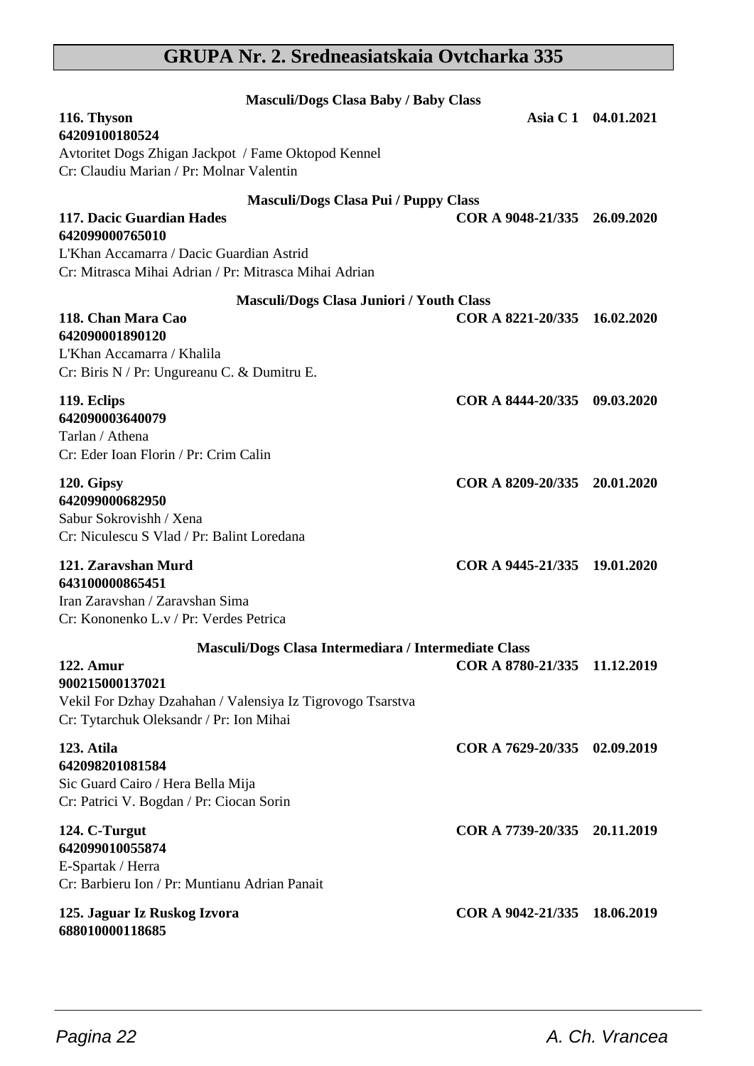# GRUPA Nr. 2. Sredneasiatskaia Ovtcharka 335

### Masculi/Dogs Clasa Baby / Baby Class

**116. Thyson** **Asia C 1 04.01.2021**
**64209100180524**
Avtoritet Dogs Zhigan Jackpot / Fame Oktopod Kennel
Cr: Claudiu Marian / Pr: Molnar Valentin

### Masculi/Dogs Clasa Pui / Puppy Class

**117. Dacic Guardian Hades** **COR A 9048-21/335 26.09.2020**
**642099000765010**
L'Khan Accamarra / Dacic Guardian Astrid
Cr: Mitrasca Mihai Adrian / Pr: Mitrasca Mihai Adrian

### Masculi/Dogs Clasa Juniori / Youth Class

**118. Chan Mara Cao** **COR A 8221-20/335 16.02.2020**
**642090001890120**
L'Khan Accamarra / Khalila
Cr: Biris N / Pr: Ungureanu C. & Dumitru E.

**119. Eclips** **COR A 8444-20/335 09.03.2020**
**642090003640079**
Tarlan / Athena
Cr: Eder Ioan Florin / Pr: Crim Calin

**120. Gipsy** **COR A 8209-20/335 20.01.2020**
**642099000682950**
Sabur Sokrovishh / Xena
Cr: Niculescu S Vlad / Pr: Balint Loredana

**121. Zaravshan Murd** **COR A 9445-21/335 19.01.2020**
**643100000865451**
Iran Zaravshan / Zaravshan Sima
Cr: Kononenko L.v / Pr: Verdes Petrica

### Masculi/Dogs Clasa Intermediara / Intermediate Class

**122. Amur** **COR A 8780-21/335 11.12.2019**
**900215000137021**
Vekil For Dzhay Dzahahan / Valensiya Iz Tigrovogo Tsarstva
Cr: Tytarchuk Oleksandr / Pr: Ion Mihai

**123. Atila** **COR A 7629-20/335 02.09.2019**
**642098201081584**
Sic Guard Cairo / Hera Bella Mija
Cr: Patrici V. Bogdan / Pr: Ciocan Sorin

**124. C-Turgut** **COR A 7739-20/335 20.11.2019**
**642099010055874**
E-Spartak / Herra
Cr: Barbieru Ion / Pr: Muntianu Adrian Panait

**125. Jaguar Iz Ruskog Izvora** **COR A 9042-21/335 18.06.2019**
**688010000118685**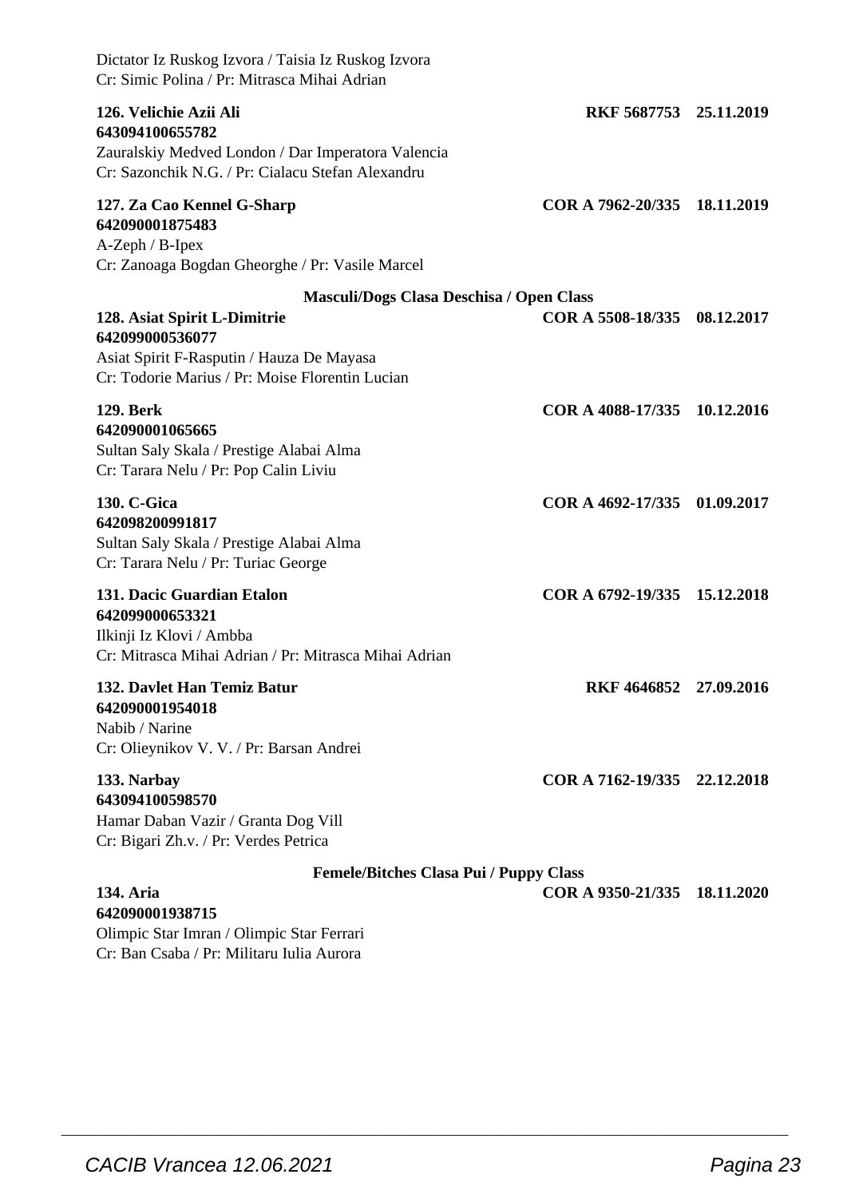Dictator Iz Ruskog Izvora / Taisia Iz Ruskog Izvora
Cr: Simic Polina / Pr: Mitrasca Mihai Adrian

**126. Velichie Azii Ali** **RKF 5687753 25.11.2019**
**643094100655782**
Zauralskiy Medved London / Dar Imperatora Valencia
Cr: Sazonchik N.G. / Pr: Cialacu Stefan Alexandru

**127. Za Cao Kennel G-Sharp** **COR A 7962-20/335 18.11.2019**
**642090001875483**
A-Zeph / B-Ipex
Cr: Zanoaga Bogdan Gheorghe / Pr: Vasile Marcel

**Masculi/Dogs Clasa Deschisa / Open Class**

**128. Asiat Spirit L-Dimitrie** **COR A 5508-18/335 08.12.2017**
**642099000536077**
Asiat Spirit F-Rasputin / Hauza De Mayasa
Cr: Todorie Marius / Pr: Moise Florentin Lucian

**129. Berk** **COR A 4088-17/335 10.12.2016**
**642090001065665**
Sultan Saly Skala / Prestige Alabai Alma
Cr: Tarara Nelu / Pr: Pop Calin Liviu

**130. C-Gica** **COR A 4692-17/335 01.09.2017**
**642098200991817**
Sultan Saly Skala / Prestige Alabai Alma
Cr: Tarara Nelu / Pr: Turiac George

**131. Dacic Guardian Etalon** **COR A 6792-19/335 15.12.2018**
**642099000653321**
Ilkinji Iz Klovi / Ambba
Cr: Mitrasca Mihai Adrian / Pr: Mitrasca Mihai Adrian

**132. Davlet Han Temiz Batur** **RKF 4646852 27.09.2016**
**642090001954018**
Nabib / Narine
Cr: Olieynikov V. V. / Pr: Barsan Andrei

**133. Narbay** **COR A 7162-19/335 22.12.2018**
**643094100598570**
Hamar Daban Vazir / Granta Dog Vill
Cr: Bigari Zh.v. / Pr: Verdes Petrica

**Femele/Bitches Clasa Pui / Puppy Class**

**134. Aria** **COR A 9350-21/335 18.11.2020**
**642090001938715**
Olimpic Star Imran / Olimpic Star Ferrari
Cr: Ban Csaba / Pr: Militaru Iulia Aurora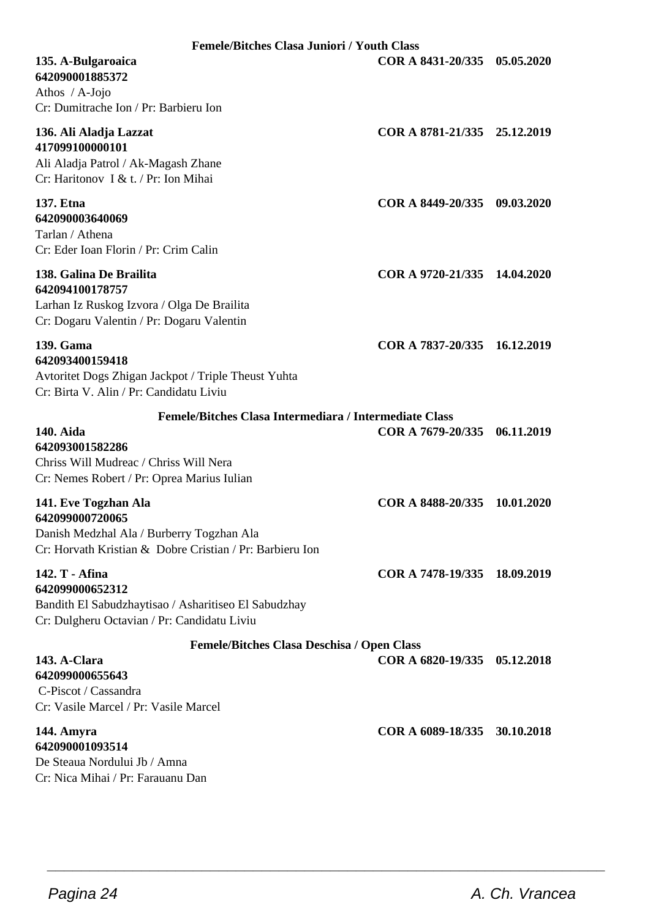### Femele/Bitches Clasa Juniori / Youth Class

**135. A-Bulgaroaica** **COR A 8431-20/335 05.05.2020**
**642090001885372**
Athos / A-Jojo
Cr: Dumitrache Ion / Pr: Barbieru Ion

**136. Ali Aladja Lazzat** **COR A 8781-21/335 25.12.2019**
**417099100000101**
Ali Aladja Patrol / Ak-Magash Zhane
Cr: Haritonov I & t. / Pr: Ion Mihai

**137. Etna** **COR A 8449-20/335 09.03.2020**
**642090003640069**
Tarlan / Athena
Cr: Eder Ioan Florin / Pr: Crim Calin

**138. Galina De Brailita** **COR A 9720-21/335 14.04.2020**
**642094100178757**
Larhan Iz Ruskog Izvora / Olga De Brailita
Cr: Dogaru Valentin / Pr: Dogaru Valentin

**139. Gama** **COR A 7837-20/335 16.12.2019**
**642093400159418**
Avtoritet Dogs Zhigan Jackpot / Triple Theust Yuhta
Cr: Birta V. Alin / Pr: Candidatu Liviu

### Femele/Bitches Clasa Intermediara / Intermediate Class

**140. Aida** **COR A 7679-20/335 06.11.2019**
**642093001582286**
Chriss Will Mudreac / Chriss Will Nera
Cr: Nemes Robert / Pr: Oprea Marius Iulian

**141. Eve Togzhan Ala** **COR A 8488-20/335 10.01.2020**
**642099000720065**
Danish Medzhal Ala / Burberry Togzhan Ala
Cr: Horvath Kristian & Dobre Cristian / Pr: Barbieru Ion

**142. T - Afina** **COR A 7478-19/335 18.09.2019**
**642099000652312**
Bandith El Sabudzhaytisao / Asharitiseo El Sabudzhay
Cr: Dulgheru Octavian / Pr: Candidatu Liviu

### Femele/Bitches Clasa Deschisa / Open Class

**143. A-Clara** **COR A 6820-19/335 05.12.2018**
**642099000655643**
C-Piscot / Cassandra
Cr: Vasile Marcel / Pr: Vasile Marcel

**144. Amyra** **COR A 6089-18/335 30.10.2018**
**642090001093514**
De Steaua Nordului Jb / Amna
Cr: Nica Mihai / Pr: Farauanu Dan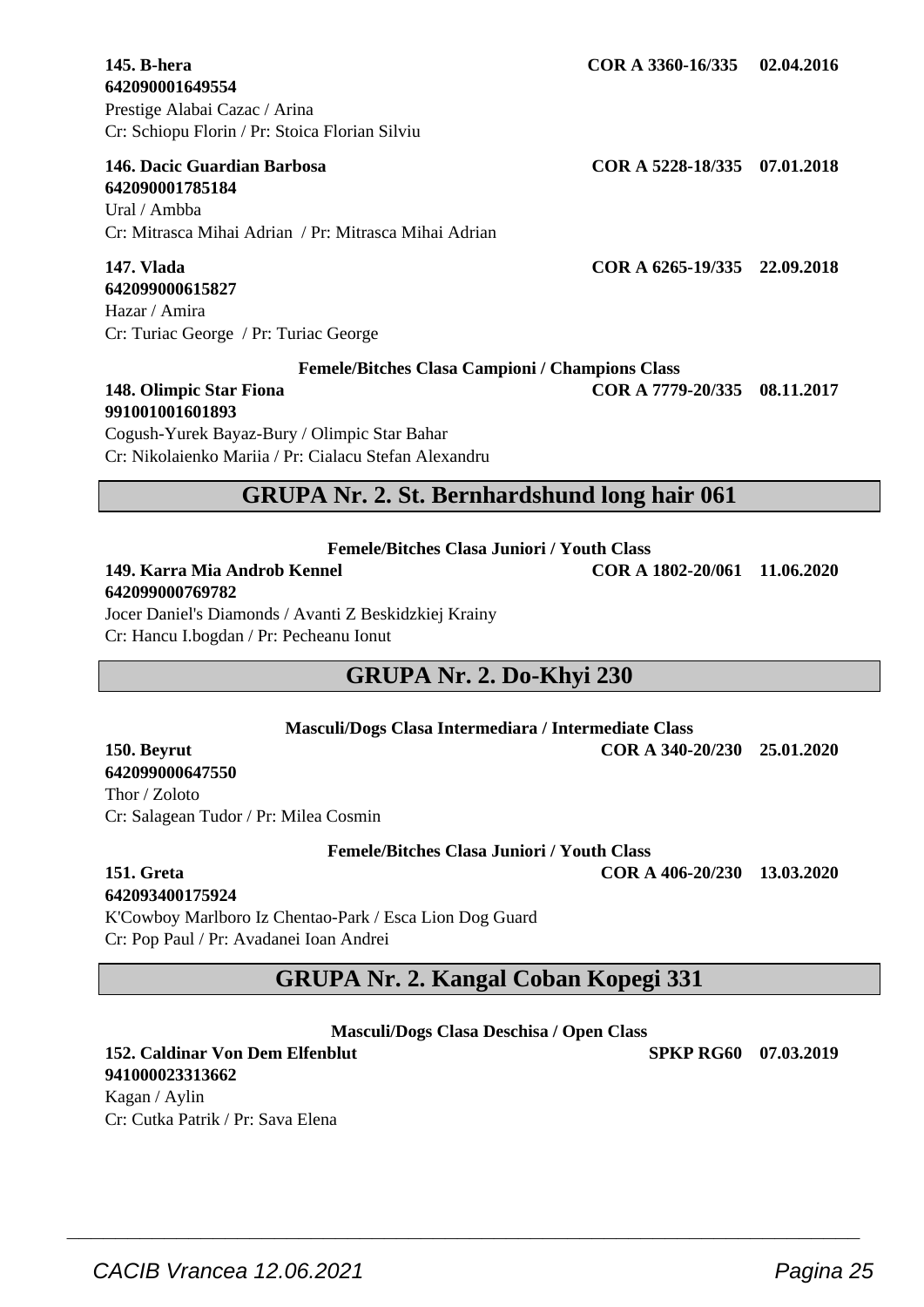**145. B-hera** **COR A 3360-16/335 02.04.2016**
**642090001649554**
Prestige Alabai Cazac / Arina
Cr: Schiopu Florin / Pr: Stoica Florian Silviu

**146. Dacic Guardian Barbosa** **COR A 5228-18/335 07.01.2018**
**642090001785184**
Ural / Ambba
Cr: Mitrasca Mihai Adrian / Pr: Mitrasca Mihai Adrian

**147. Vlada** **COR A 6265-19/335 22.09.2018**
**642099000615827**
Hazar / Amira
Cr: Turiac George / Pr: Turiac George

**Femele/Bitches Clasa Campioni / Champions Class**

**148. Olimpic Star Fiona** **COR A 7779-20/335 08.11.2017**
**991001001601893**
Cogush-Yurek Bayaz-Bury / Olimpic Star Bahar
Cr: Nikolaienko Mariia / Pr: Cialacu Stefan Alexandru

## GRUPA Nr. 2. St. Bernhardshund long hair 061

**Femele/Bitches Clasa Juniori / Youth Class**

**149. Karra Mia Androb Kennel** **COR A 1802-20/061 11.06.2020**
**642099000769782**
Jocer Daniel's Diamonds / Avanti Z Beskidzkiej Krainy
Cr: Hancu I.bogdan / Pr: Pecheanu Ionut

## GRUPA Nr. 2. Do-Khyi 230

**Masculi/Dogs Clasa Intermediara / Intermediate Class**

**150. Beyrut** **COR A 340-20/230 25.01.2020**
**642099000647550**
Thor / Zoloto
Cr: Salagean Tudor / Pr: Milea Cosmin

**Femele/Bitches Clasa Juniori / Youth Class**

**151. Greta** **COR A 406-20/230 13.03.2020**
**642093400175924**
K'Cowboy Marlboro Iz Chentao-Park / Esca Lion Dog Guard
Cr: Pop Paul / Pr: Avadanei Ioan Andrei

## GRUPA Nr. 2. Kangal Coban Kopegi 331

**Masculi/Dogs Clasa Deschisa / Open Class**

**152. Caldinar Von Dem Elfenblut** **SPKP RG60 07.03.2019**
**941000023313662**
Kagan / Aylin
Cr: Cutka Patrik / Pr: Sava Elena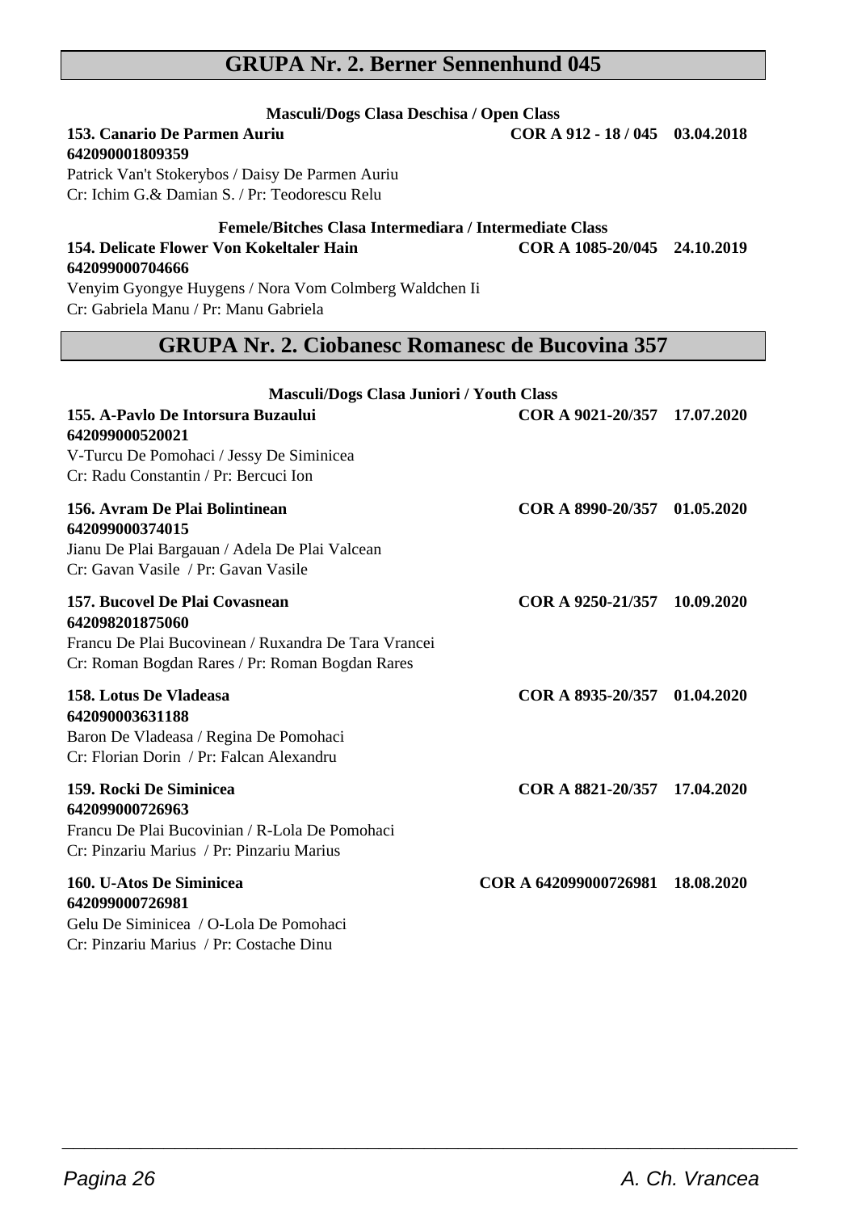## GRUPA Nr. 2. Berner Sennenhund 045

**Masculi/Dogs Clasa Deschisa / Open Class**

**153. Canario De Parmen Auriu** **COR A 912 - 18 / 045 03.04.2018**
**642090001809359**
Patrick Van't Stokerybos / Daisy De Parmen Auriu
Cr: Ichim G.& Damian S. / Pr: Teodorescu Relu

**Femele/Bitches Clasa Intermediara / Intermediate Class**

**154. Delicate Flower Von Kokeltaler Hain** **COR A 1085-20/045 24.10.2019**
**642099000704666**
Venyim Gyongye Huygens / Nora Vom Colmberg Waldchen Ii
Cr: Gabriela Manu / Pr: Manu Gabriela

## GRUPA Nr. 2. Ciobanesc Romanesc de Bucovina 357

**Masculi/Dogs Clasa Juniori / Youth Class**

**155. A-Pavlo De Intorsura Buzaului** **COR A 9021-20/357 17.07.2020**
**642099000520021**
V-Turcu De Pomohaci / Jessy De Siminicea
Cr: Radu Constantin / Pr: Bercuci Ion

**156. Avram De Plai Bolintinean** **COR A 8990-20/357 01.05.2020**
**642099000374015**
Jianu De Plai Bargauan / Adela De Plai Valcean
Cr: Gavan Vasile / Pr: Gavan Vasile

**157. Bucovel De Plai Covasnean** **COR A 9250-21/357 10.09.2020**
**642098201875060**
Francu De Plai Bucovinean / Ruxandra De Tara Vrancei
Cr: Roman Bogdan Rares / Pr: Roman Bogdan Rares

**158. Lotus De Vladeasa** **COR A 8935-20/357 01.04.2020**
**642090003631188**
Baron De Vladeasa / Regina De Pomohaci
Cr: Florian Dorin / Pr: Falcan Alexandru

**159. Rocki De Siminicea** **COR A 8821-20/357 17.04.2020**
**642099000726963**
Francu De Plai Bucovinian / R-Lola De Pomohaci
Cr: Pinzariu Marius / Pr: Pinzariu Marius

**160. U-Atos De Siminicea** **COR A 642099000726981 18.08.2020**
**642099000726981**
Gelu De Siminicea / O-Lola De Pomohaci
Cr: Pinzariu Marius / Pr: Costache Dinu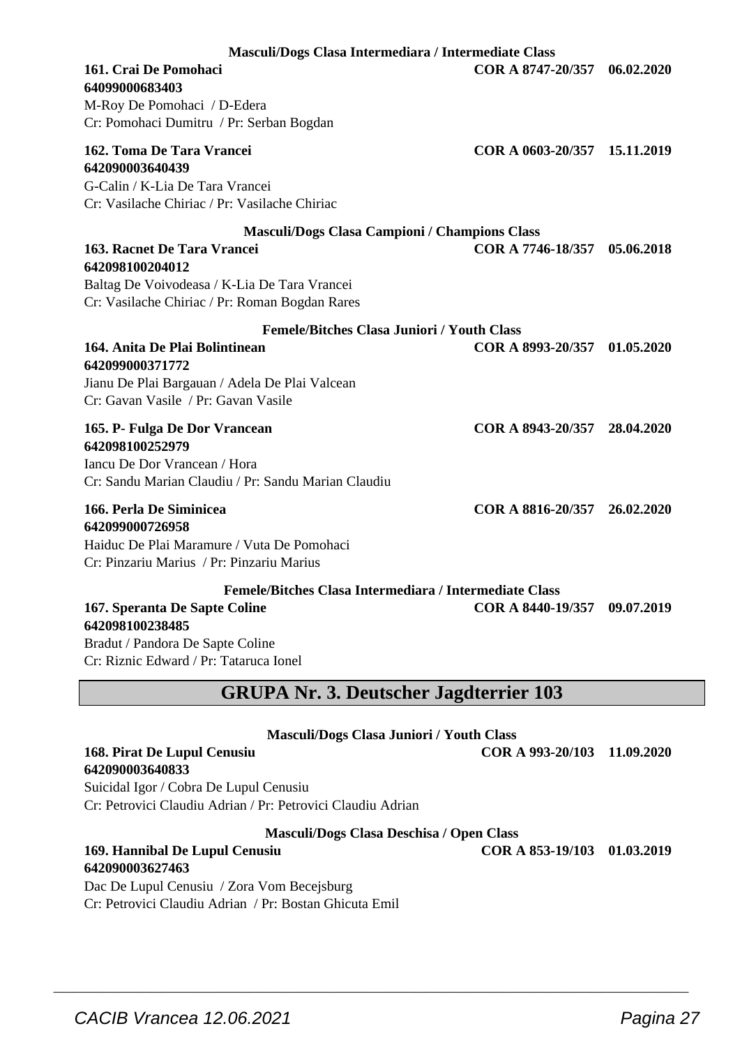**Masculi/Dogs Clasa Intermediara / Intermediate Class**

**161. Crai De Pomohaci** **COR A 8747-20/357 06.02.2020**
**64099000683403**
M-Roy De Pomohaci / D-Edera
Cr: Pomohaci Dumitru / Pr: Serban Bogdan

**162. Toma De Tara Vrancei** **COR A 0603-20/357 15.11.2019**
**642090003640439**
G-Calin / K-Lia De Tara Vrancei
Cr: Vasilache Chiriac / Pr: Vasilache Chiriac

**Masculi/Dogs Clasa Campioni / Champions Class**

**163. Racnet De Tara Vrancei** **COR A 7746-18/357 05.06.2018**
**642098100204012**
Baltag De Voivodeasa / K-Lia De Tara Vrancei
Cr: Vasilache Chiriac / Pr: Roman Bogdan Rares

**Femele/Bitches Clasa Juniori / Youth Class**

**164. Anita De Plai Bolintinean** **COR A 8993-20/357 01.05.2020**
**642099000371772**
Jianu De Plai Bargauan / Adela De Plai Valcean
Cr: Gavan Vasile / Pr: Gavan Vasile

**165. P- Fulga De Dor Vrancean** **COR A 8943-20/357 28.04.2020**
**642098100252979**
Iancu De Dor Vrancean / Hora
Cr: Sandu Marian Claudiu / Pr: Sandu Marian Claudiu

**166. Perla De Siminicea** **COR A 8816-20/357 26.02.2020**
**642099000726958**
Haiduc De Plai Maramure / Vuta De Pomohaci
Cr: Pinzariu Marius / Pr: Pinzariu Marius

**Femele/Bitches Clasa Intermediara / Intermediate Class**

**167. Speranta De Sapte Coline** **COR A 8440-19/357 09.07.2019**
**642098100238485**
Bradut / Pandora De Sapte Coline
Cr: Riznic Edward / Pr: Tataruca Ionel

## GRUPA Nr. 3. Deutscher Jagdterrier 103

**Masculi/Dogs Clasa Juniori / Youth Class**

**168. Pirat De Lupul Cenusiu** **COR A 993-20/103 11.09.2020**
**642090003640833**
Suicidal Igor / Cobra De Lupul Cenusiu
Cr: Petrovici Claudiu Adrian / Pr: Petrovici Claudiu Adrian

**Masculi/Dogs Clasa Deschisa / Open Class**

**169. Hannibal De Lupul Cenusiu** **COR A 853-19/103 01.03.2019**
**642090003627463**
Dac De Lupul Cenusiu / Zora Vom Becejsburg
Cr: Petrovici Claudiu Adrian / Pr: Bostan Ghicuta Emil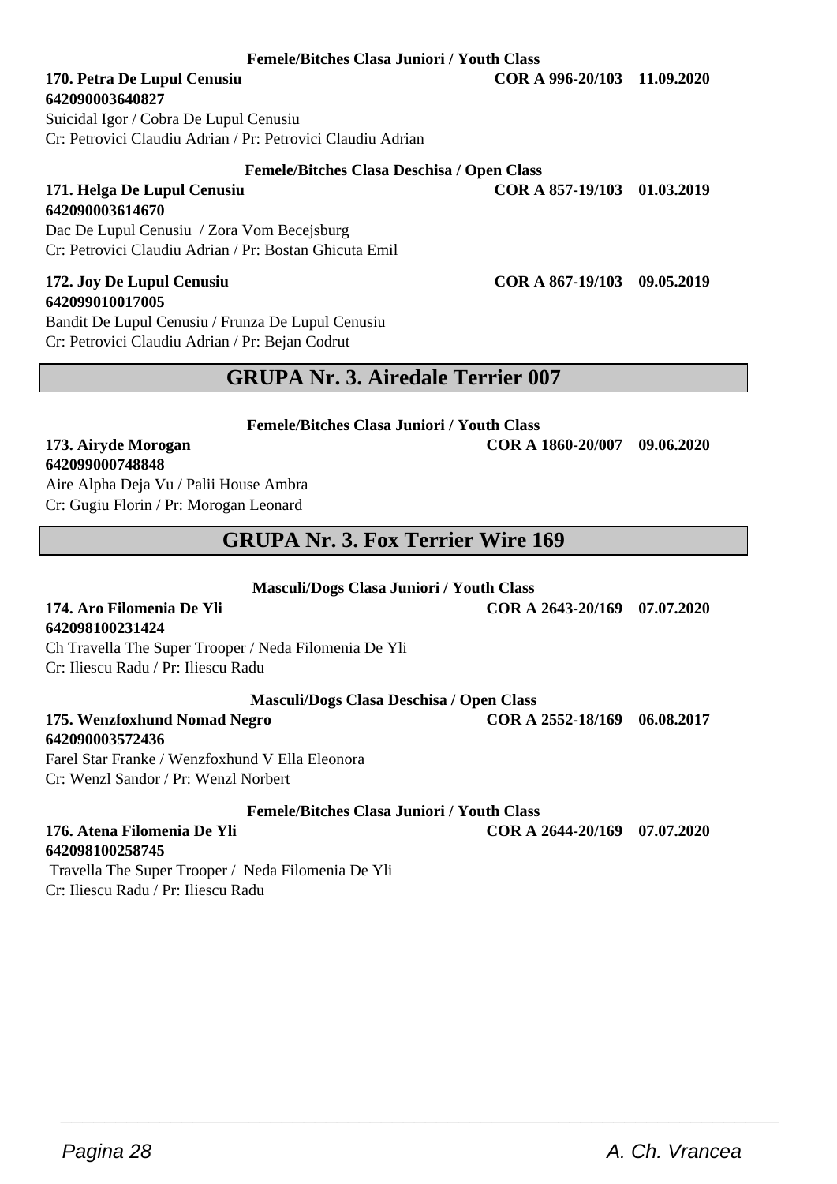**Femele/Bitches Clasa Juniori / Youth Class**

**170. Petra De Lupul Cenusiu** **COR A 996-20/103 11.09.2020**
**642090003640827**
Suicidal Igor / Cobra De Lupul Cenusiu
Cr: Petrovici Claudiu Adrian / Pr: Petrovici Claudiu Adrian

**Femele/Bitches Clasa Deschisa / Open Class**

**171. Helga De Lupul Cenusiu** **COR A 857-19/103 01.03.2019**
**642090003614670**
Dac De Lupul Cenusiu / Zora Vom Becejsburg
Cr: Petrovici Claudiu Adrian / Pr: Bostan Ghicuta Emil

**172. Joy De Lupul Cenusiu** **COR A 867-19/103 09.05.2019**
**642099010017005**
Bandit De Lupul Cenusiu / Frunza De Lupul Cenusiu
Cr: Petrovici Claudiu Adrian / Pr: Bejan Codrut

## GRUPA Nr. 3. Airedale Terrier 007

**Femele/Bitches Clasa Juniori / Youth Class**

**173. Airyde Morogan** **COR A 1860-20/007 09.06.2020**
**642099000748848**
Aire Alpha Deja Vu / Palii House Ambra
Cr: Gugiu Florin / Pr: Morogan Leonard

## GRUPA Nr. 3. Fox Terrier Wire 169

**Masculi/Dogs Clasa Juniori / Youth Class**

**174. Aro Filomenia De Yli** **COR A 2643-20/169 07.07.2020**
**642098100231424**
Ch Travella The Super Trooper / Neda Filomenia De Yli
Cr: Iliescu Radu / Pr: Iliescu Radu

**Masculi/Dogs Clasa Deschisa / Open Class**

**175. Wenzfoxhund Nomad Negro** **COR A 2552-18/169 06.08.2017**
**642090003572436**
Farel Star Franke / Wenzfoxhund V Ella Eleonora
Cr: Wenzl Sandor / Pr: Wenzl Norbert

**Femele/Bitches Clasa Juniori / Youth Class**

**176. Atena Filomenia De Yli** **COR A 2644-20/169 07.07.2020**
**642098100258745**
Travella The Super Trooper / Neda Filomenia De Yli
Cr: Iliescu Radu / Pr: Iliescu Radu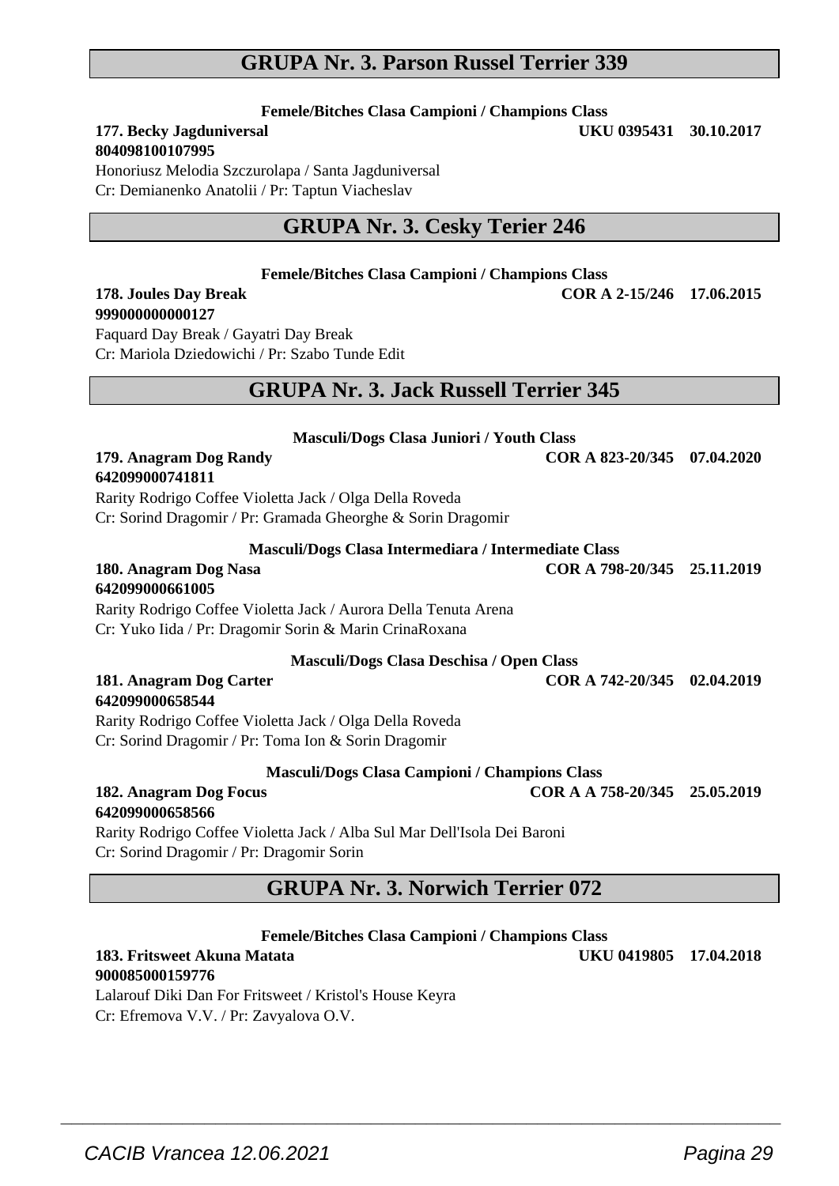## GRUPA Nr. 3. Parson Russel Terrier 339

**Femele/Bitches Clasa Campioni / Champions Class**

**177. Becky Jagduniversal** **UKU 0395431 30.10.2017**
**804098100107995**
Honoriusz Melodia Szczurolapa / Santa Jagduniversal
Cr: Demianenko Anatolii / Pr: Taptun Viacheslav

## GRUPA Nr. 3. Cesky Terier 246

**Femele/Bitches Clasa Campioni / Champions Class**

**178. Joules Day Break** **COR A 2-15/246 17.06.2015**
**999000000000127**
Faquard Day Break / Gayatri Day Break
Cr: Mariola Dziedowichi / Pr: Szabo Tunde Edit

## GRUPA Nr. 3. Jack Russell Terrier 345

**Masculi/Dogs Clasa Juniori / Youth Class**

**179. Anagram Dog Randy** **COR A 823-20/345 07.04.2020**
**642099000741811**
Rarity Rodrigo Coffee Violetta Jack / Olga Della Roveda
Cr: Sorind Dragomir / Pr: Gramada Gheorghe & Sorin Dragomir

**Masculi/Dogs Clasa Intermediara / Intermediate Class**

**180. Anagram Dog Nasa** **COR A 798-20/345 25.11.2019**
**642099000661005**
Rarity Rodrigo Coffee Violetta Jack / Aurora Della Tenuta Arena
Cr: Yuko Iida / Pr: Dragomir Sorin & Marin CrinaRoxana

**Masculi/Dogs Clasa Deschisa / Open Class**

**181. Anagram Dog Carter** **COR A 742-20/345 02.04.2019**
**642099000658544**
Rarity Rodrigo Coffee Violetta Jack / Olga Della Roveda
Cr: Sorind Dragomir / Pr: Toma Ion & Sorin Dragomir

**Masculi/Dogs Clasa Campioni / Champions Class**

**182. Anagram Dog Focus** **COR A A 758-20/345 25.05.2019**
**642099000658566**
Rarity Rodrigo Coffee Violetta Jack / Alba Sul Mar Dell'Isola Dei Baroni
Cr: Sorind Dragomir / Pr: Dragomir Sorin

## GRUPA Nr. 3. Norwich Terrier 072

**Femele/Bitches Clasa Campioni / Champions Class**

**183. Fritsweet Akuna Matata** **UKU 0419805 17.04.2018**
**900085000159776**
Lalarouf Diki Dan For Fritsweet / Kristol's House Keyra
Cr: Efremova V.V. / Pr: Zavyalova O.V.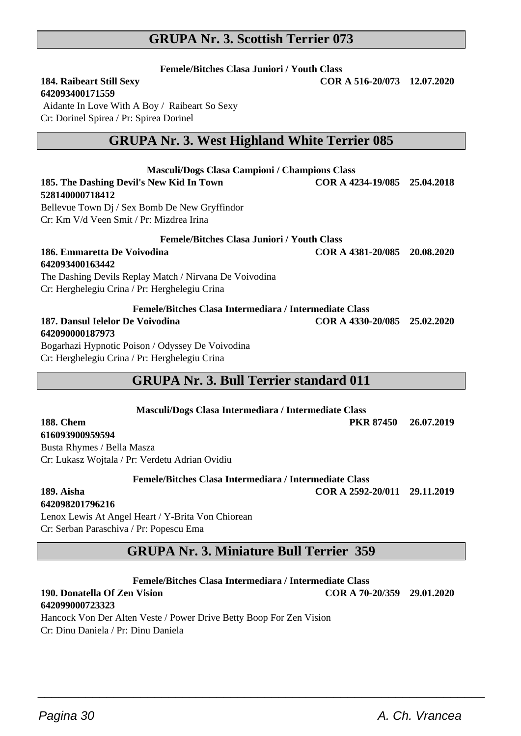## GRUPA Nr. 3. Scottish Terrier 073

**Femele/Bitches Clasa Juniori / Youth Class**

**184. Raibeart Still Sexy** **COR A 516-20/073 12.07.2020**
**642093400171559**
Aidante In Love With A Boy / Raibeart So Sexy
Cr: Dorinel Spirea / Pr: Spirea Dorinel

## GRUPA Nr. 3. West Highland White Terrier 085

**Masculi/Dogs Clasa Campioni / Champions Class**

**185. The Dashing Devil's New Kid In Town** **COR A 4234-19/085 25.04.2018**
**528140000718412**
Bellevue Town Dj / Sex Bomb De New Gryffindor
Cr: Km V/d Veen Smit / Pr: Mizdrea Irina

**Femele/Bitches Clasa Juniori / Youth Class**

**186. Emmaretta De Voivodina** **COR A 4381-20/085 20.08.2020**
**642093400163442**
The Dashing Devils Replay Match / Nirvana De Voivodina
Cr: Herghelegiu Crina / Pr: Herghelegiu Crina

**Femele/Bitches Clasa Intermediara / Intermediate Class**

**187. Dansul Ielelor De Voivodina** **COR A 4330-20/085 25.02.2020**
**642090000187973**
Bogarhazi Hypnotic Poison / Odyssey De Voivodina
Cr: Herghelegiu Crina / Pr: Herghelegiu Crina

## GRUPA Nr. 3. Bull Terrier standard 011

**Masculi/Dogs Clasa Intermediara / Intermediate Class**

**188. Chem** **PKR 87450 26.07.2019**
**616093900959594**
Busta Rhymes / Bella Masza
Cr: Lukasz Wojtala / Pr: Verdetu Adrian Ovidiu

**Femele/Bitches Clasa Intermediara / Intermediate Class**

**189. Aisha** **COR A 2592-20/011 29.11.2019**
**642098201796216**
Lenox Lewis At Angel Heart / Y-Brita Von Chiorean
Cr: Serban Paraschiva / Pr: Popescu Ema

## GRUPA Nr. 3. Miniature Bull Terrier 359

**Femele/Bitches Clasa Intermediara / Intermediate Class**

**190. Donatella Of Zen Vision** **COR A 70-20/359 29.01.2020**
**642099000723323**
Hancock Von Der Alten Veste / Power Drive Betty Boop For Zen Vision
Cr: Dinu Daniela / Pr: Dinu Daniela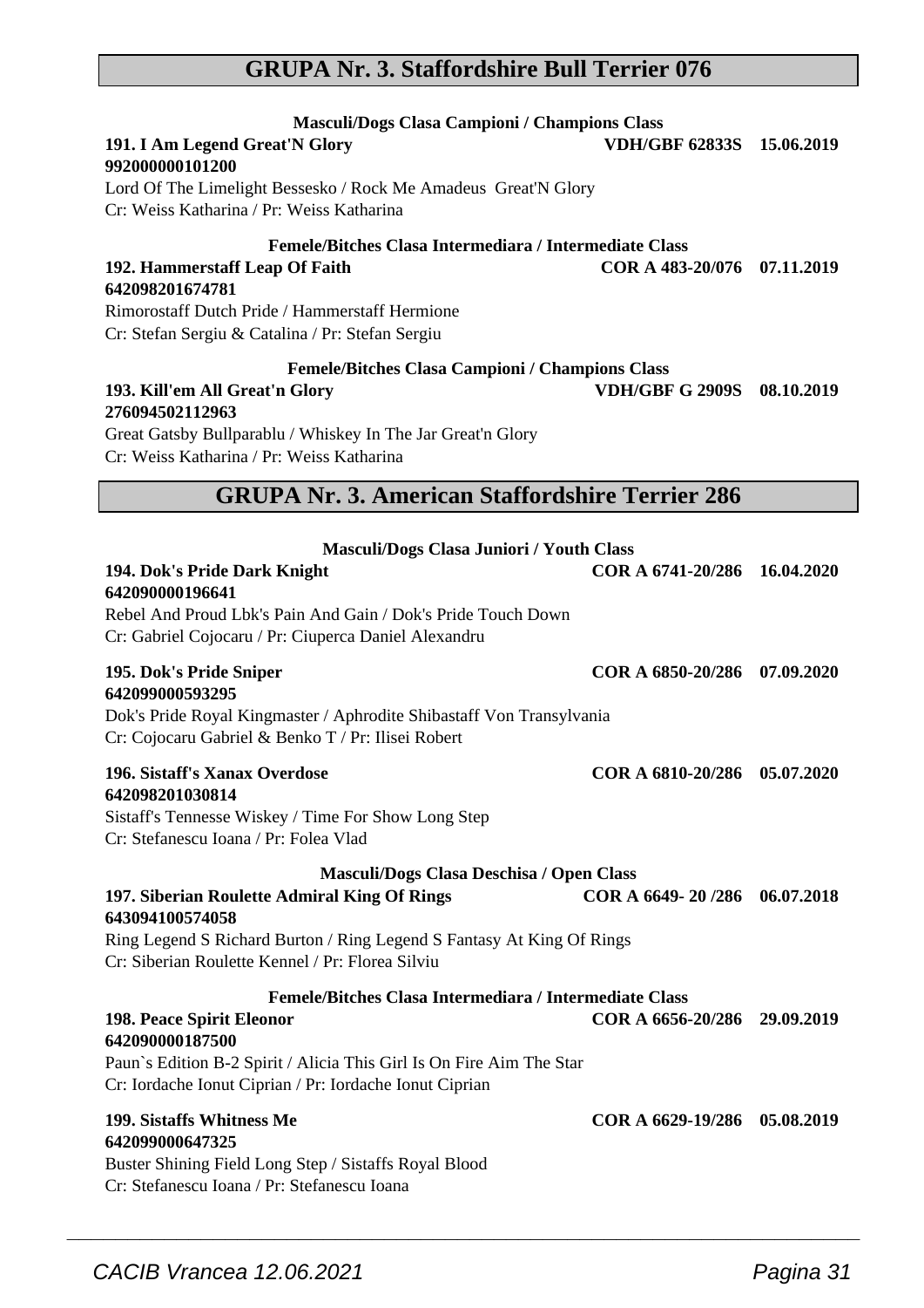## GRUPA Nr. 3. Staffordshire Bull Terrier 076

**Masculi/Dogs Clasa Campioni / Champions Class**

**191. I Am Legend Great'N Glory** **VDH/GBF 62833S 15.06.2019**
**992000000101200**
Lord Of The Limelight Bessesko / Rock Me Amadeus Great'N Glory
Cr: Weiss Katharina / Pr: Weiss Katharina

**Femele/Bitches Clasa Intermediara / Intermediate Class**

**192. Hammerstaff Leap Of Faith** **COR A 483-20/076 07.11.2019**
**642098201674781**
Rimorostaff Dutch Pride / Hammerstaff Hermione
Cr: Stefan Sergiu & Catalina / Pr: Stefan Sergiu

**Femele/Bitches Clasa Campioni / Champions Class**

**193. Kill'em All Great'n Glory** **VDH/GBF G 2909S 08.10.2019**
**276094502112963**
Great Gatsby Bullparablu / Whiskey In The Jar Great'n Glory
Cr: Weiss Katharina / Pr: Weiss Katharina

## GRUPA Nr. 3. American Staffordshire Terrier 286

**Masculi/Dogs Clasa Juniori / Youth Class**

**194. Dok's Pride Dark Knight** **COR A 6741-20/286 16.04.2020**
**642090000196641**
Rebel And Proud Lbk's Pain And Gain / Dok's Pride Touch Down
Cr: Gabriel Cojocaru / Pr: Ciuperca Daniel Alexandru

**195. Dok's Pride Sniper** **COR A 6850-20/286 07.09.2020**
**642099000593295**
Dok's Pride Royal Kingmaster / Aphrodite Shibastaff Von Transylvania
Cr: Cojocaru Gabriel & Benko T / Pr: Ilisei Robert

**196. Sistaff's Xanax Overdose** **COR A 6810-20/286 05.07.2020**
**642098201030814**
Sistaff's Tennesse Wiskey / Time For Show Long Step
Cr: Stefanescu Ioana / Pr: Folea Vlad

**Masculi/Dogs Clasa Deschisa / Open Class**

**197. Siberian Roulette Admiral King Of Rings** **COR A 6649- 20 /286 06.07.2018**
**643094100574058**
Ring Legend S Richard Burton / Ring Legend S Fantasy At King Of Rings
Cr: Siberian Roulette Kennel / Pr: Florea Silviu

**Femele/Bitches Clasa Intermediara / Intermediate Class**

**198. Peace Spirit Eleonor** **COR A 6656-20/286 29.09.2019**
**642090000187500**
Paun`s Edition B-2 Spirit / Alicia This Girl Is On Fire Aim The Star
Cr: Iordache Ionut Ciprian / Pr: Iordache Ionut Ciprian

**199. Sistaffs Whitness Me** **COR A 6629-19/286 05.08.2019**
**642099000647325**
Buster Shining Field Long Step / Sistaffs Royal Blood
Cr: Stefanescu Ioana / Pr: Stefanescu Ioana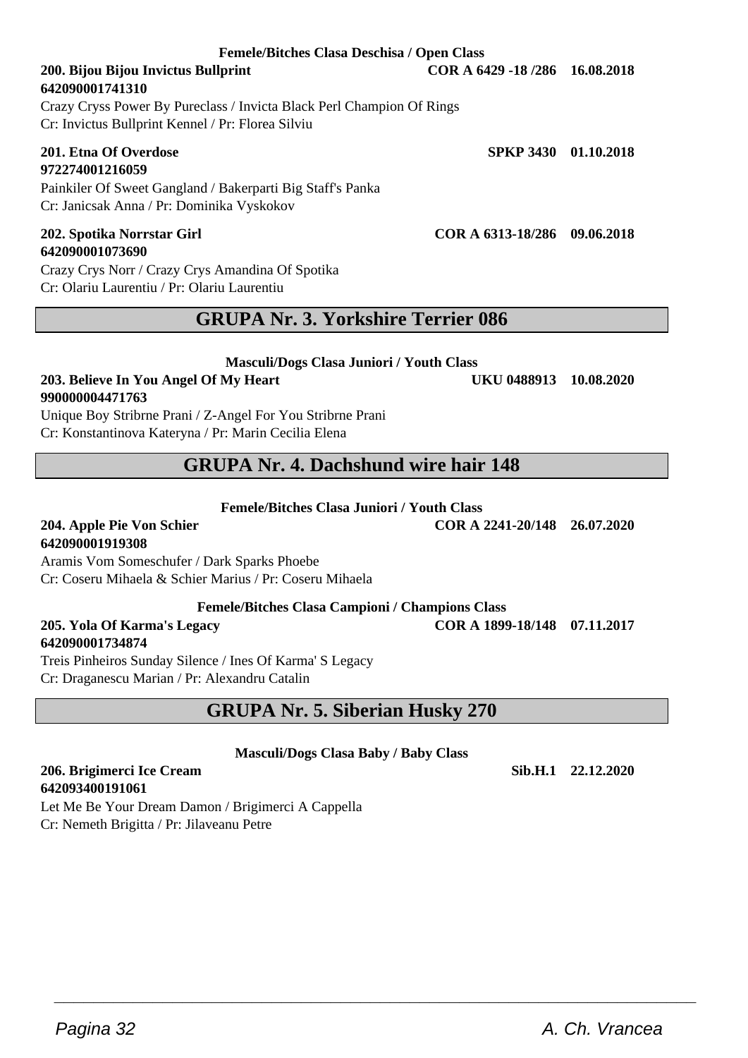**Femele/Bitches Clasa Deschisa / Open Class**

**200. Bijou Bijou Invictus Bullprint** **COR A 6429 -18 /286 16.08.2018**
**642090001741310**
Crazy Cryss Power By Pureclass / Invicta Black Perl Champion Of Rings
Cr: Invictus Bullprint Kennel / Pr: Florea Silviu

**201. Etna Of Overdose** **SPKP 3430 01.10.2018**
**972274001216059**
Painkiler Of Sweet Gangland / Bakerparti Big Staff's Panka
Cr: Janicsak Anna / Pr: Dominika Vyskokov

**202. Spotika Norrstar Girl** **COR A 6313-18/286 09.06.2018**
**642090001073690**
Crazy Crys Norr / Crazy Crys Amandina Of Spotika
Cr: Olariu Laurentiu / Pr: Olariu Laurentiu

## GRUPA Nr. 3. Yorkshire Terrier 086

**Masculi/Dogs Clasa Juniori / Youth Class**

**203. Believe In You Angel Of My Heart** **UKU 0488913 10.08.2020**
**990000004471763**
Unique Boy Stribrne Prani / Z-Angel For You Stribrne Prani
Cr: Konstantinova Kateryna / Pr: Marin Cecilia Elena

## GRUPA Nr. 4. Dachshund wire hair 148

**Femele/Bitches Clasa Juniori / Youth Class**

**204. Apple Pie Von Schier** **COR A 2241-20/148 26.07.2020**
**642090001919308**
Aramis Vom Someschufer / Dark Sparks Phoebe
Cr: Coseru Mihaela & Schier Marius / Pr: Coseru Mihaela

**Femele/Bitches Clasa Campioni / Champions Class**

**205. Yola Of Karma's Legacy** **COR A 1899-18/148 07.11.2017**
**642090001734874**
Treis Pinheiros Sunday Silence / Ines Of Karma' S Legacy
Cr: Draganescu Marian / Pr: Alexandru Catalin

## GRUPA Nr. 5. Siberian Husky 270

**Masculi/Dogs Clasa Baby / Baby Class**

**206. Brigimerci Ice Cream** **Sib.H.1 22.12.2020**
**642093400191061**
Let Me Be Your Dream Damon / Brigimerci A Cappella
Cr: Nemeth Brigitta / Pr: Jilaveanu Petre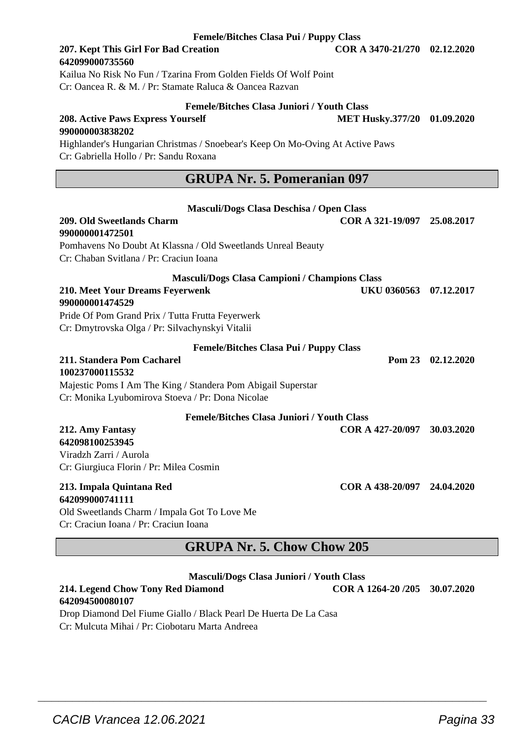**Femele/Bitches Clasa Pui / Puppy Class**

**207. Kept This Girl For Bad Creation** **COR A 3470-21/270 02.12.2020**
**642099000735560**
Kailua No Risk No Fun / Tzarina From Golden Fields Of Wolf Point
Cr: Oancea R. & M. / Pr: Stamate Raluca & Oancea Razvan

**Femele/Bitches Clasa Juniori / Youth Class**

**208. Active Paws Express Yourself** **MET Husky.377/20 01.09.2020**
**990000003838202**
Highlander's Hungarian Christmas / Snoebear's Keep On Mo-Oving At Active Paws
Cr: Gabriella Hollo / Pr: Sandu Roxana

## GRUPA Nr. 5. Pomeranian 097

**Masculi/Dogs Clasa Deschisa / Open Class**

**209. Old Sweetlands Charm** **COR A 321-19/097 25.08.2017**
**990000001472501**
Pomhavens No Doubt At Klassna / Old Sweetlands Unreal Beauty
Cr: Chaban Svitlana / Pr: Craciun Ioana

**Masculi/Dogs Clasa Campioni / Champions Class**

**210. Meet Your Dreams Feyerwenk** **UKU 0360563 07.12.2017**
**990000001474529**
Pride Of Pom Grand Prix / Tutta Frutta Feyerwerk
Cr: Dmytrovska Olga / Pr: Silvachynskyi Vitalii

**Femele/Bitches Clasa Pui / Puppy Class**

**211. Standera Pom Cacharel** **Pom 23 02.12.2020**
**100237000115532**
Majestic Poms I Am The King / Standera Pom Abigail Superstar
Cr: Monika Lyubomirova Stoeva / Pr: Dona Nicolae

**Femele/Bitches Clasa Juniori / Youth Class**

**212. Amy Fantasy** **COR A 427-20/097 30.03.2020**
**642098100253945**
Viradzh Zarri / Aurola
Cr: Giurgiuca Florin / Pr: Milea Cosmin

**213. Impala Quintana Red** **COR A 438-20/097 24.04.2020**
**642099000741111**
Old Sweetlands Charm / Impala Got To Love Me
Cr: Craciun Ioana / Pr: Craciun Ioana

## GRUPA Nr. 5. Chow Chow 205

**Masculi/Dogs Clasa Juniori / Youth Class**

**214. Legend Chow Tony Red Diamond** **COR A 1264-20 /205 30.07.2020**
**642094500080107**
Drop Diamond Del Fiume Giallo / Black Pearl De Huerta De La Casa
Cr: Mulcuta Mihai / Pr: Ciobotaru Marta Andreea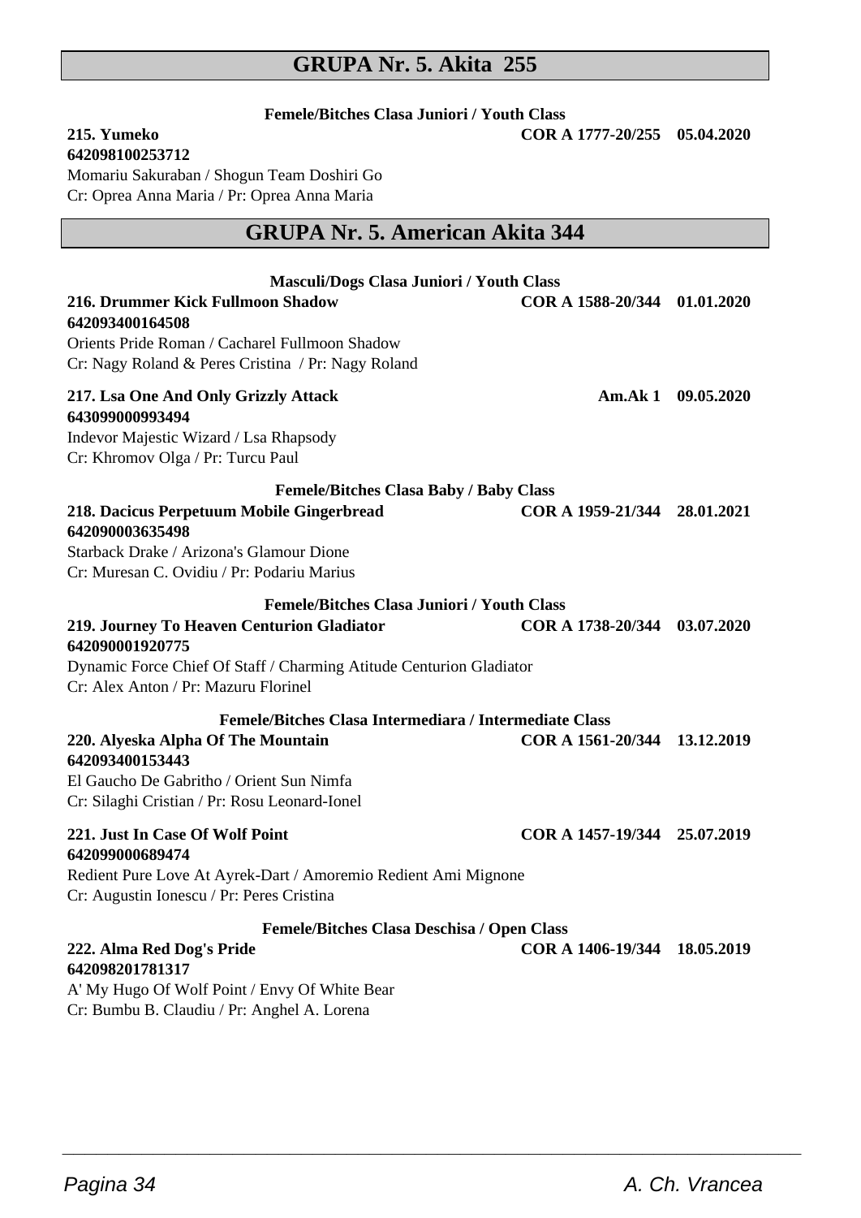## GRUPA Nr. 5. Akita 255

**Femele/Bitches Clasa Juniori / Youth Class**

**215. Yumeko** **COR A 1777-20/255 05.04.2020**
**642098100253712**
Momariu Sakuraban / Shogun Team Doshiri Go
Cr: Oprea Anna Maria / Pr: Oprea Anna Maria

## GRUPA Nr. 5. American Akita 344

**Masculi/Dogs Clasa Juniori / Youth Class**

**216. Drummer Kick Fullmoon Shadow** **COR A 1588-20/344 01.01.2020**
**642093400164508**
Orients Pride Roman / Cacharel Fullmoon Shadow
Cr: Nagy Roland & Peres Cristina / Pr: Nagy Roland

**217. Lsa One And Only Grizzly Attack** **Am.Ak 1 09.05.2020**
**643099000993494**
Indevor Majestic Wizard / Lsa Rhapsody
Cr: Khromov Olga / Pr: Turcu Paul

**Femele/Bitches Clasa Baby / Baby Class**

**218. Dacicus Perpetuum Mobile Gingerbread** **COR A 1959-21/344 28.01.2021**
**642090003635498**
Starback Drake / Arizona's Glamour Dione
Cr: Muresan C. Ovidiu / Pr: Podariu Marius

**Femele/Bitches Clasa Juniori / Youth Class**

**219. Journey To Heaven Centurion Gladiator** **COR A 1738-20/344 03.07.2020**
**642090001920775**
Dynamic Force Chief Of Staff / Charming Atitude Centurion Gladiator
Cr: Alex Anton / Pr: Mazuru Florinel

**Femele/Bitches Clasa Intermediara / Intermediate Class**

**220. Alyeska Alpha Of The Mountain** **COR A 1561-20/344 13.12.2019**
**642093400153443**
El Gaucho De Gabritho / Orient Sun Nimfa
Cr: Silaghi Cristian / Pr: Rosu Leonard-Ionel

**221. Just In Case Of Wolf Point** **COR A 1457-19/344 25.07.2019**
**642099000689474**
Redient Pure Love At Ayrek-Dart / Amoremio Redient Ami Mignone
Cr: Augustin Ionescu / Pr: Peres Cristina

**Femele/Bitches Clasa Deschisa / Open Class**

**222. Alma Red Dog's Pride** **COR A 1406-19/344 18.05.2019**
**642098201781317**
A' My Hugo Of Wolf Point / Envy Of White Bear
Cr: Bumbu B. Claudiu / Pr: Anghel A. Lorena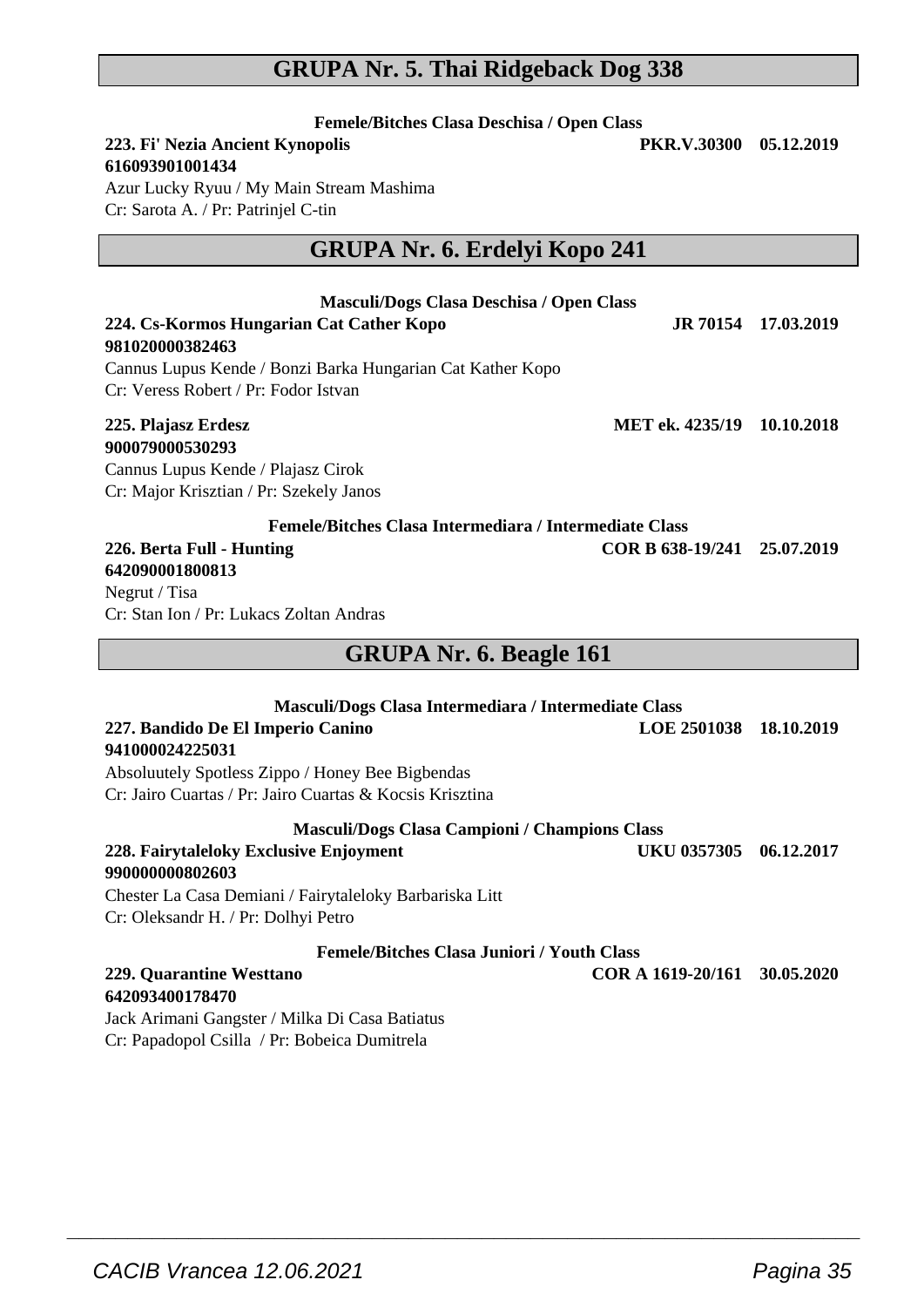## GRUPA Nr. 5. Thai Ridgeback Dog 338

**Femele/Bitches Clasa Deschisa / Open Class**

**223. Fi' Nezia Ancient Kynopolis** **PKR.V.30300 05.12.2019**
**616093901001434**
Azur Lucky Ryuu / My Main Stream Mashima
Cr: Sarota A. / Pr: Patrinjel C-tin

## GRUPA Nr. 6. Erdelyi Kopo 241

**Masculi/Dogs Clasa Deschisa / Open Class**

**224. Cs-Kormos Hungarian Cat Cather Kopo** **JR 70154 17.03.2019**
**981020000382463**
Cannus Lupus Kende / Bonzi Barka Hungarian Cat Kather Kopo
Cr: Veress Robert / Pr: Fodor Istvan

**225. Plajasz Erdesz** **MET ek. 4235/19 10.10.2018**
**900079000530293**
Cannus Lupus Kende / Plajasz Cirok
Cr: Major Krisztian / Pr: Szekely Janos

**Femele/Bitches Clasa Intermediara / Intermediate Class**

**226. Berta Full - Hunting** **COR B 638-19/241 25.07.2019**
**642090001800813**
Negrut / Tisa
Cr: Stan Ion / Pr: Lukacs Zoltan Andras

## GRUPA Nr. 6. Beagle 161

**Masculi/Dogs Clasa Intermediara / Intermediate Class**

**227. Bandido De El Imperio Canino** **LOE 2501038 18.10.2019**
**941000024225031**
Absoluutely Spotless Zippo / Honey Bee Bigbendas
Cr: Jairo Cuartas / Pr: Jairo Cuartas & Kocsis Krisztina

**Masculi/Dogs Clasa Campioni / Champions Class**

**228. Fairytaleloky Exclusive Enjoyment** **UKU 0357305 06.12.2017**
**990000000802603**
Chester La Casa Demiani / Fairytaleloky Barbariska Litt
Cr: Oleksandr H. / Pr: Dolhyi Petro

**Femele/Bitches Clasa Juniori / Youth Class**

**229. Quarantine Westtano** **COR A 1619-20/161 30.05.2020**
**642093400178470**
Jack Arimani Gangster / Milka Di Casa Batiatus
Cr: Papadopol Csilla / Pr: Bobeica Dumitrela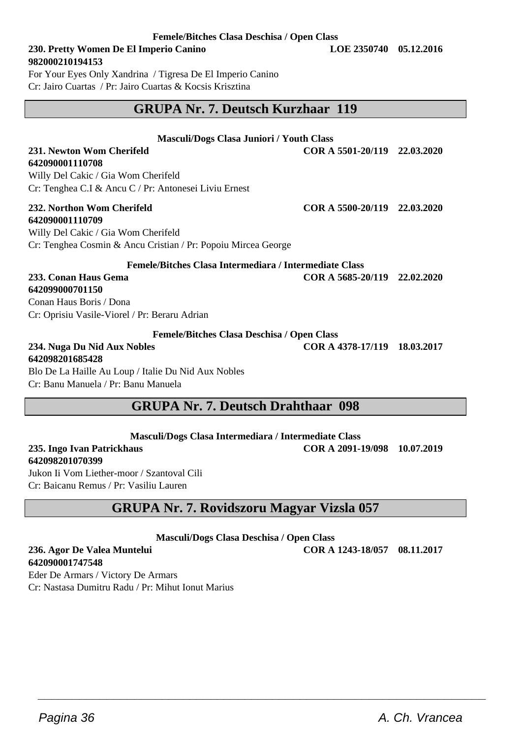**Femele/Bitches Clasa Deschisa / Open Class**

**230. Pretty Women De El Imperio Canino** **LOE 2350740 05.12.2016**
**982000210194153**
For Your Eyes Only Xandrina / Tigresa De El Imperio Canino
Cr: Jairo Cuartas / Pr: Jairo Cuartas & Kocsis Krisztina

## GRUPA Nr. 7. Deutsch Kurzhaar 119

**Masculi/Dogs Clasa Juniori / Youth Class**

**231. Newton Wom Cherifeld** **COR A 5501-20/119 22.03.2020**
**642090001110708**
Willy Del Cakic / Gia Wom Cherifeld
Cr: Tenghea C.I & Ancu C / Pr: Antonesei Liviu Ernest

**232. Northon Wom Cherifeld** **COR A 5500-20/119 22.03.2020**
**642090001110709**
Willy Del Cakic / Gia Wom Cherifeld
Cr: Tenghea Cosmin & Ancu Cristian / Pr: Popoiu Mircea George

**Femele/Bitches Clasa Intermediara / Intermediate Class**

**233. Conan Haus Gema** **COR A 5685-20/119 22.02.2020**
**642099000701150**
Conan Haus Boris / Dona
Cr: Oprisiu Vasile-Viorel / Pr: Beraru Adrian

**Femele/Bitches Clasa Deschisa / Open Class**

**234. Nuga Du Nid Aux Nobles** **COR A 4378-17/119 18.03.2017**
**642098201685428**
Blo De La Haille Au Loup / Italie Du Nid Aux Nobles
Cr: Banu Manuela / Pr: Banu Manuela

## GRUPA Nr. 7. Deutsch Drahthaar 098

**Masculi/Dogs Clasa Intermediara / Intermediate Class**

**235. Ingo Ivan Patrickhaus** **COR A 2091-19/098 10.07.2019**
**642098201070399**
Jukon Ii Vom Liether-moor / Szantoval Cili
Cr: Baicanu Remus / Pr: Vasiliu Lauren

## GRUPA Nr. 7. Rovidszoru Magyar Vizsla 057

**Masculi/Dogs Clasa Deschisa / Open Class**

**236. Agor De Valea Muntelui** **COR A 1243-18/057 08.11.2017**
**642090001747548**
Eder De Armars / Victory De Armars
Cr: Nastasa Dumitru Radu / Pr: Mihut Ionut Marius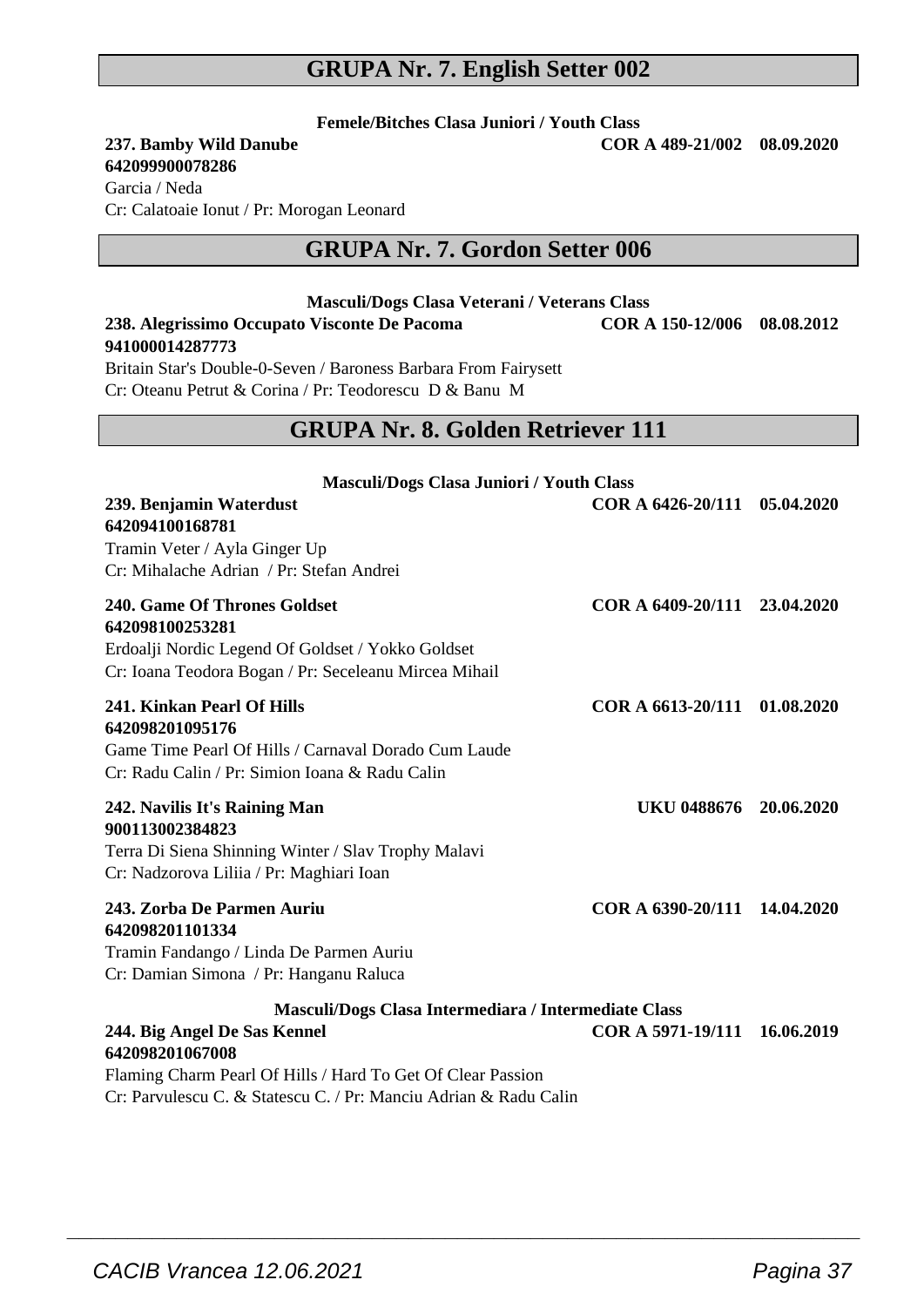## GRUPA Nr. 7. English Setter 002

**Femele/Bitches Clasa Juniori / Youth Class**

**237. Bamby Wild Danube** **COR A 489-21/002 08.09.2020**
**642099900078286**
Garcia / Neda
Cr: Calatoaie Ionut / Pr: Morogan Leonard

## GRUPA Nr. 7. Gordon Setter 006

**Masculi/Dogs Clasa Veterani / Veterans Class**

**238. Alegrissimo Occupato Visconte De Pacoma** **COR A 150-12/006 08.08.2012**
**941000014287773**
Britain Star's Double-0-Seven / Baroness Barbara From Fairysett
Cr: Oteanu Petrut & Corina / Pr: Teodorescu D & Banu M

## GRUPA Nr. 8. Golden Retriever 111

**Masculi/Dogs Clasa Juniori / Youth Class**

**239. Benjamin Waterdust** **COR A 6426-20/111 05.04.2020**
**642094100168781**
Tramin Veter / Ayla Ginger Up
Cr: Mihalache Adrian / Pr: Stefan Andrei

**240. Game Of Thrones Goldset** **COR A 6409-20/111 23.04.2020**
**642098100253281**
Erdoalji Nordic Legend Of Goldset / Yokko Goldset
Cr: Ioana Teodora Bogan / Pr: Seceleanu Mircea Mihail

**241. Kinkan Pearl Of Hills** **COR A 6613-20/111 01.08.2020**
**642098201095176**
Game Time Pearl Of Hills / Carnaval Dorado Cum Laude
Cr: Radu Calin / Pr: Simion Ioana & Radu Calin

**242. Navilis It's Raining Man** **UKU 0488676 20.06.2020**
**900113002384823**
Terra Di Siena Shinning Winter / Slav Trophy Malavi
Cr: Nadzorova Liliia / Pr: Maghiari Ioan

**243. Zorba De Parmen Auriu** **COR A 6390-20/111 14.04.2020**
**642098201101334**
Tramin Fandango / Linda De Parmen Auriu
Cr: Damian Simona / Pr: Hanganu Raluca

**Masculi/Dogs Clasa Intermediara / Intermediate Class**

**244. Big Angel De Sas Kennel** **COR A 5971-19/111 16.06.2019**
**642098201067008**
Flaming Charm Pearl Of Hills / Hard To Get Of Clear Passion
Cr: Parvulescu C. & Statescu C. / Pr: Manciu Adrian & Radu Calin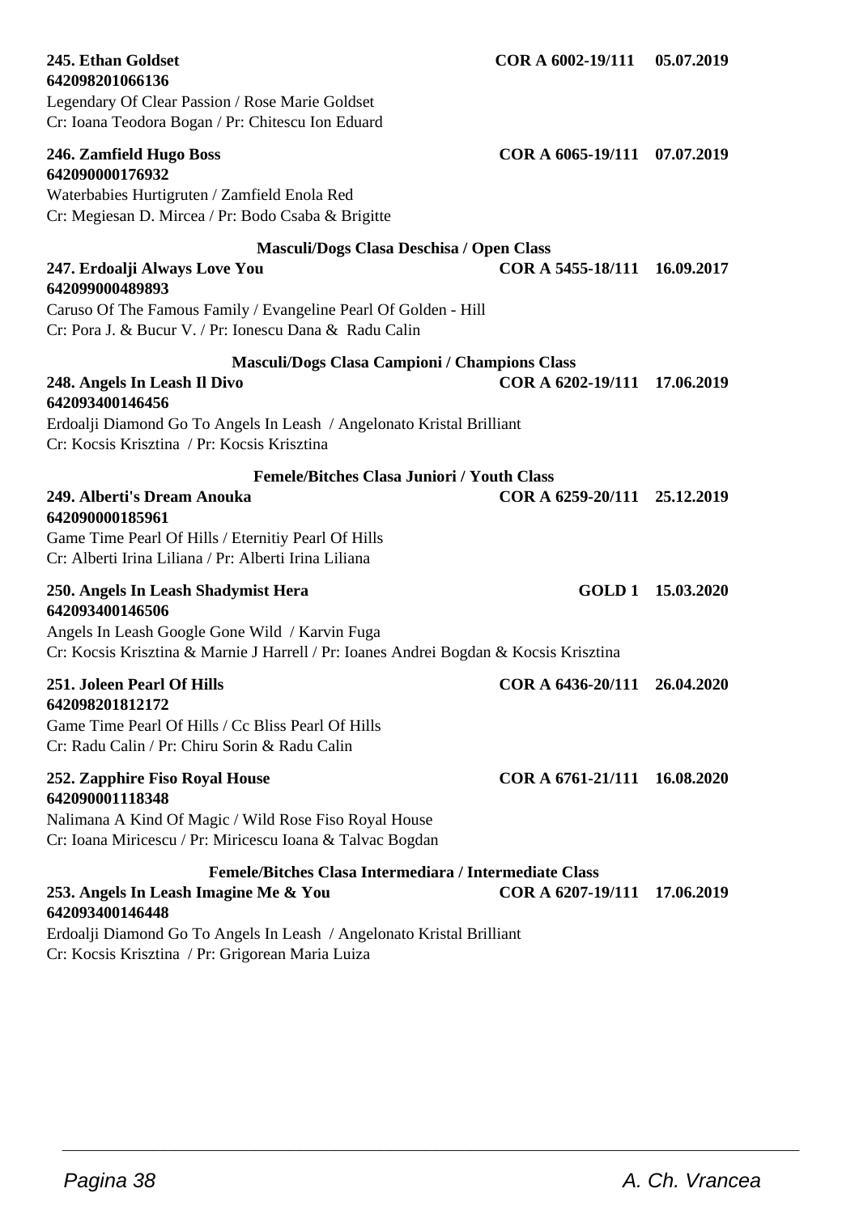**245. Ethan Goldset** **COR A 6002-19/111** **05.07.2019**
**642098201066136**
Legendary Of Clear Passion / Rose Marie Goldset
Cr: Ioana Teodora Bogan / Pr: Chitescu Ion Eduard

**246. Zamfield Hugo Boss** **COR A 6065-19/111** **07.07.2019**
**642090000176932**
Waterbabies Hurtigruten / Zamfield Enola Red
Cr: Megiesan D. Mircea / Pr: Bodo Csaba & Brigitte

### Masculi/Dogs Clasa Deschisa / Open Class

**247. Erdoalji Always Love You** **COR A 5455-18/111** **16.09.2017**
**642099000489893**
Caruso Of The Famous Family / Evangeline Pearl Of Golden - Hill
Cr: Pora J. & Bucur V. / Pr: Ionescu Dana & Radu Calin

### Masculi/Dogs Clasa Campioni / Champions Class

**248. Angels In Leash Il Divo** **COR A 6202-19/111** **17.06.2019**
**642093400146456**
Erdoalji Diamond Go To Angels In Leash / Angelonato Kristal Brilliant
Cr: Kocsis Krisztina / Pr: Kocsis Krisztina

### Femele/Bitches Clasa Juniori / Youth Class

**249. Alberti's Dream Anouka** **COR A 6259-20/111** **25.12.2019**
**642090000185961**
Game Time Pearl Of Hills / Eternitiy Pearl Of Hills
Cr: Alberti Irina Liliana / Pr: Alberti Irina Liliana

**250. Angels In Leash Shadymist Hera** **GOLD 1** **15.03.2020**
**642093400146506**
Angels In Leash Google Gone Wild / Karvin Fuga
Cr: Kocsis Krisztina & Marnie J Harrell / Pr: Ioanes Andrei Bogdan & Kocsis Krisztina

**251. Joleen Pearl Of Hills** **COR A 6436-20/111** **26.04.2020**
**642098201812172**
Game Time Pearl Of Hills / Cc Bliss Pearl Of Hills
Cr: Radu Calin / Pr: Chiru Sorin & Radu Calin

**252. Zapphire Fiso Royal House** **COR A 6761-21/111** **16.08.2020**
**642090001118348**
Nalimana A Kind Of Magic / Wild Rose Fiso Royal House
Cr: Ioana Miricescu / Pr: Miricescu Ioana & Talvac Bogdan

### Femele/Bitches Clasa Intermediara / Intermediate Class

**253. Angels In Leash Imagine Me & You** **COR A 6207-19/111** **17.06.2019**
**642093400146448**
Erdoalji Diamond Go To Angels In Leash / Angelonato Kristal Brilliant
Cr: Kocsis Krisztina / Pr: Grigorean Maria Luiza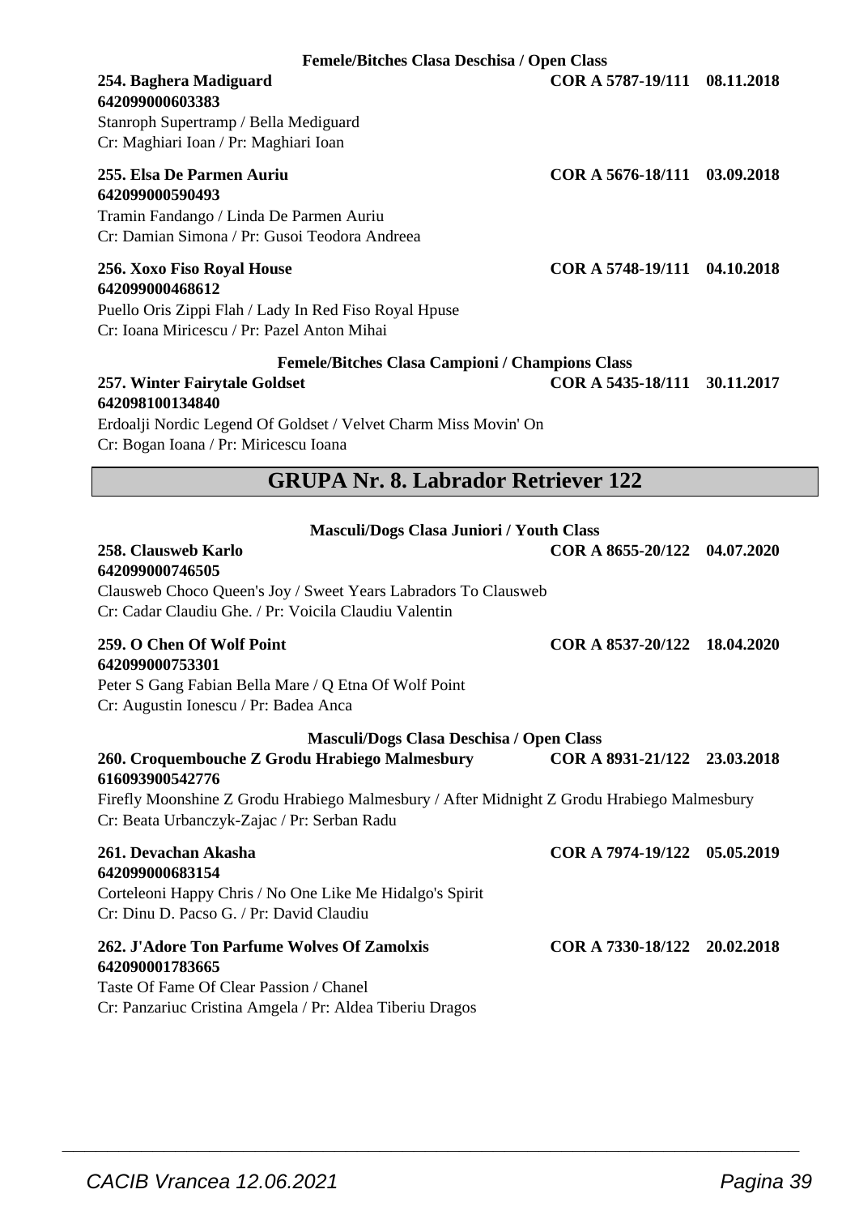**Femele/Bitches Clasa Deschisa / Open Class**

**254. Baghera Madiguard** **COR A 5787-19/111 08.11.2018**
**642099000603383**
Stanroph Supertramp / Bella Mediguard
Cr: Maghiari Ioan / Pr: Maghiari Ioan

**255. Elsa De Parmen Auriu** **COR A 5676-18/111 03.09.2018**
**642099000590493**
Tramin Fandango / Linda De Parmen Auriu
Cr: Damian Simona / Pr: Gusoi Teodora Andreea

**256. Xoxo Fiso Royal House** **COR A 5748-19/111 04.10.2018**
**642099000468612**
Puello Oris Zippi Flah / Lady In Red Fiso Royal Hpuse
Cr: Ioana Miricescu / Pr: Pazel Anton Mihai

**Femele/Bitches Clasa Campioni / Champions Class**

**257. Winter Fairytale Goldset** **COR A 5435-18/111 30.11.2017**
**642098100134840**
Erdoalji Nordic Legend Of Goldset / Velvet Charm Miss Movin' On
Cr: Bogan Ioana / Pr: Miricescu Ioana

## GRUPA Nr. 8. Labrador Retriever 122

**Masculi/Dogs Clasa Juniori / Youth Class**

**258. Clausweb Karlo** **COR A 8655-20/122 04.07.2020**
**642099000746505**
Clausweb Choco Queen's Joy / Sweet Years Labradors To Clausweb
Cr: Cadar Claudiu Ghe. / Pr: Voicila Claudiu Valentin

**259. O Chen Of Wolf Point** **COR A 8537-20/122 18.04.2020**
**642099000753301**
Peter S Gang Fabian Bella Mare / Q Etna Of Wolf Point
Cr: Augustin Ionescu / Pr: Badea Anca

**Masculi/Dogs Clasa Deschisa / Open Class**

**260. Croquembouche Z Grodu Hrabiego Malmesbury** **COR A 8931-21/122 23.03.2018**
**616093900542776**
Firefly Moonshine Z Grodu Hrabiego Malmesbury / After Midnight Z Grodu Hrabiego Malmesbury
Cr: Beata Urbanczyk-Zajac / Pr: Serban Radu

**261. Devachan Akasha** **COR A 7974-19/122 05.05.2019**
**642099000683154**
Corteleoni Happy Chris / No One Like Me Hidalgo's Spirit
Cr: Dinu D. Pacso G. / Pr: David Claudiu

**262. J'Adore Ton Parfume Wolves Of Zamolxis** **COR A 7330-18/122 20.02.2018**
**642090001783665**
Taste Of Fame Of Clear Passion / Chanel
Cr: Panzariuc Cristina Amgela / Pr: Aldea Tiberiu Dragos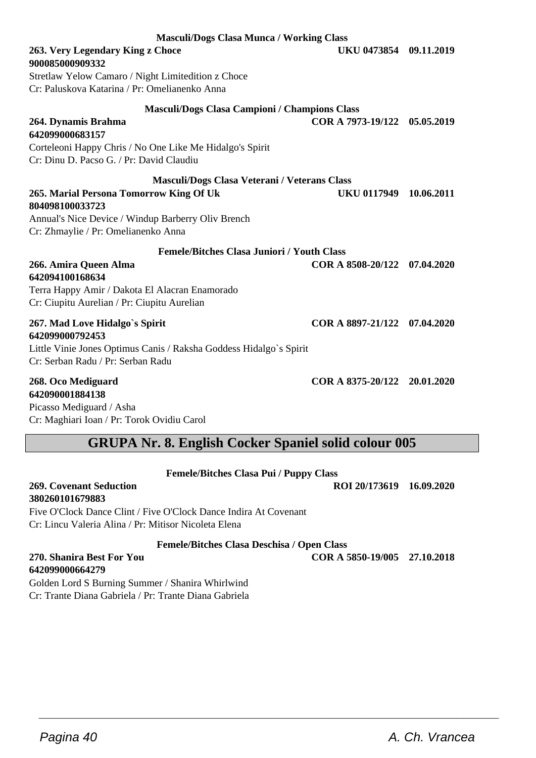**Masculi/Dogs Clasa Munca / Working Class**

**263. Very Legendary King z Choce** **UKU 0473854 09.11.2019**
**900085000909332**
Stretlaw Yelow Camaro / Night Limitedition z Choce
Cr: Paluskova Katarina / Pr: Omelianenko Anna

**Masculi/Dogs Clasa Campioni / Champions Class**

**264. Dynamis Brahma** **COR A 7973-19/122 05.05.2019**
**642099000683157**
Corteleoni Happy Chris / No One Like Me Hidalgo's Spirit
Cr: Dinu D. Pacso G. / Pr: David Claudiu

**Masculi/Dogs Clasa Veterani / Veterans Class**

**265. Marial Persona Tomorrow King Of Uk** **UKU 0117949 10.06.2011**
**804098100033723**
Annual's Nice Device / Windup Barberry Oliv Brench
Cr: Zhmaylie / Pr: Omelianenko Anna

**Femele/Bitches Clasa Juniori / Youth Class**

**266. Amira Queen Alma** **COR A 8508-20/122 07.04.2020**
**642094100168634**
Terra Happy Amir / Dakota El Alacran Enamorado
Cr: Ciupitu Aurelian / Pr: Ciupitu Aurelian

**267. Mad Love Hidalgo`s Spirit** **COR A 8897-21/122 07.04.2020**
**642099000792453**
Little Vinie Jones Optimus Canis / Raksha Goddess Hidalgo`s Spirit
Cr: Serban Radu / Pr: Serban Radu

**268. Oco Mediguard** **COR A 8375-20/122 20.01.2020**
**642090001884138**
Picasso Mediguard / Asha
Cr: Maghiari Ioan / Pr: Torok Ovidiu Carol

## GRUPA Nr. 8. English Cocker Spaniel solid colour 005

**Femele/Bitches Clasa Pui / Puppy Class**

**269. Covenant Seduction** **ROI 20/173619 16.09.2020**
**380260101679883**
Five O'Clock Dance Clint / Five O'Clock Dance Indira At Covenant
Cr: Lincu Valeria Alina / Pr: Mitisor Nicoleta Elena

**Femele/Bitches Clasa Deschisa / Open Class**

**270. Shanira Best For You** **COR A 5850-19/005 27.10.2018**
**642099000664279**
Golden Lord S Burning Summer / Shanira Whirlwind
Cr: Trante Diana Gabriela / Pr: Trante Diana Gabriela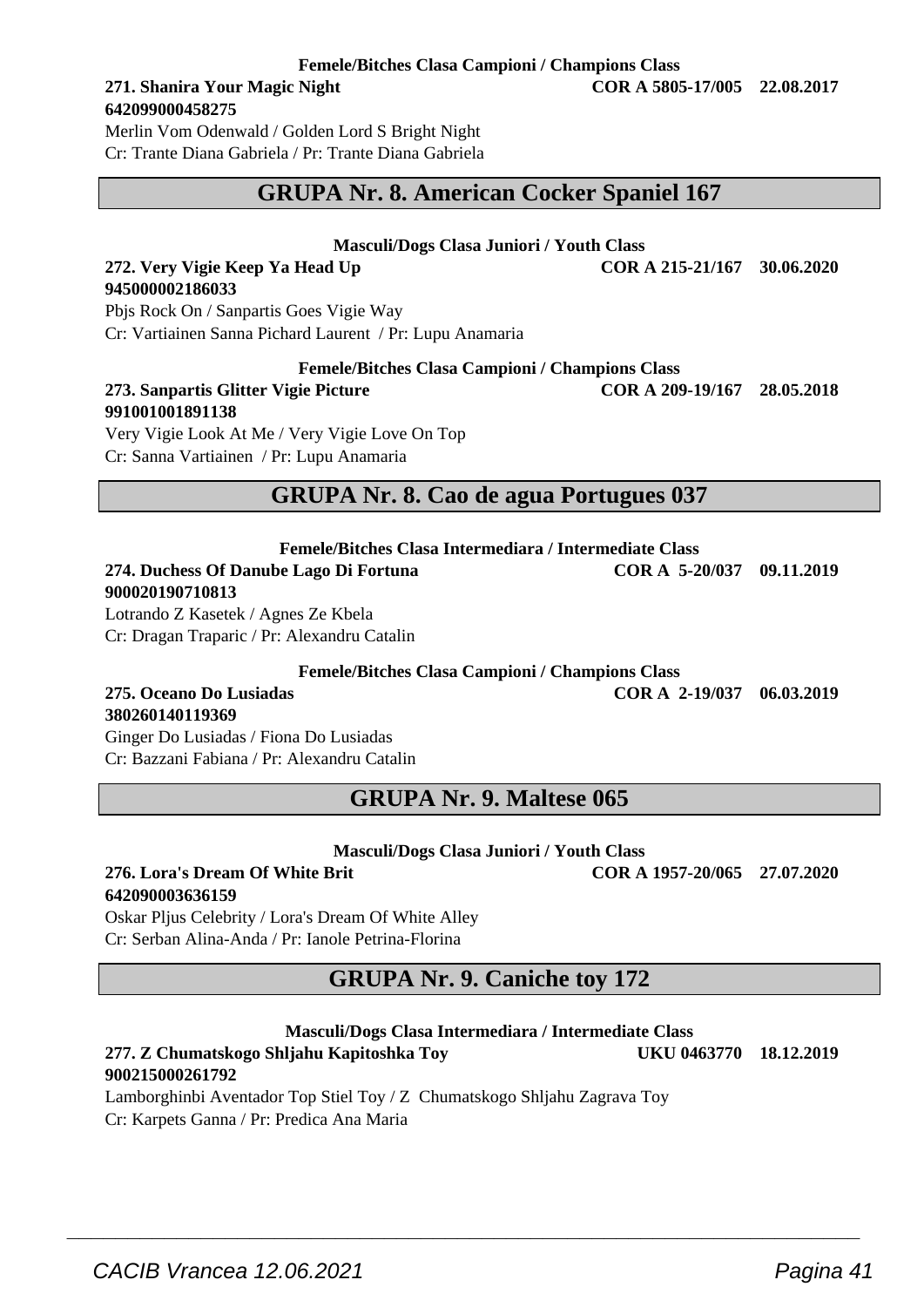**Femele/Bitches Clasa Campioni / Champions Class**

**271. Shanira Your Magic Night** **COR A 5805-17/005 22.08.2017**
**642099000458275**
Merlin Vom Odenwald / Golden Lord S Bright Night
Cr: Trante Diana Gabriela / Pr: Trante Diana Gabriela

## GRUPA Nr. 8. American Cocker Spaniel 167

**Masculi/Dogs Clasa Juniori / Youth Class**

**272. Very Vigie Keep Ya Head Up** **COR A 215-21/167 30.06.2020**
**945000002186033**
Pbjs Rock On / Sanpartis Goes Vigie Way
Cr: Vartiainen Sanna Pichard Laurent / Pr: Lupu Anamaria

**Femele/Bitches Clasa Campioni / Champions Class**

**273. Sanpartis Glitter Vigie Picture** **COR A 209-19/167 28.05.2018**
**991001001891138**
Very Vigie Look At Me / Very Vigie Love On Top
Cr: Sanna Vartiainen / Pr: Lupu Anamaria

## GRUPA Nr. 8. Cao de agua Portugues 037

**Femele/Bitches Clasa Intermediara / Intermediate Class**

**274. Duchess Of Danube Lago Di Fortuna** **COR A 5-20/037 09.11.2019**
**900020190710813**
Lotrando Z Kasetek / Agnes Ze Kbela
Cr: Dragan Traparic / Pr: Alexandru Catalin

**Femele/Bitches Clasa Campioni / Champions Class**

**275. Oceano Do Lusiadas** **COR A 2-19/037 06.03.2019**
**380260140119369**
Ginger Do Lusiadas / Fiona Do Lusiadas
Cr: Bazzani Fabiana / Pr: Alexandru Catalin

## GRUPA Nr. 9. Maltese 065

**Masculi/Dogs Clasa Juniori / Youth Class**

**276. Lora's Dream Of White Brit** **COR A 1957-20/065 27.07.2020**
**642090003636159**
Oskar Pljus Celebrity / Lora's Dream Of White Alley
Cr: Serban Alina-Anda / Pr: Ianole Petrina-Florina

## GRUPA Nr. 9. Caniche toy 172

**Masculi/Dogs Clasa Intermediara / Intermediate Class**

**277. Z Chumatskogo Shljahu Kapitoshka Toy** **UKU 0463770 18.12.2019**
**900215000261792**
Lamborghinbi Aventador Top Stiel Toy / Z Chumatskogo Shljahu Zagrava Toy
Cr: Karpets Ganna / Pr: Predica Ana Maria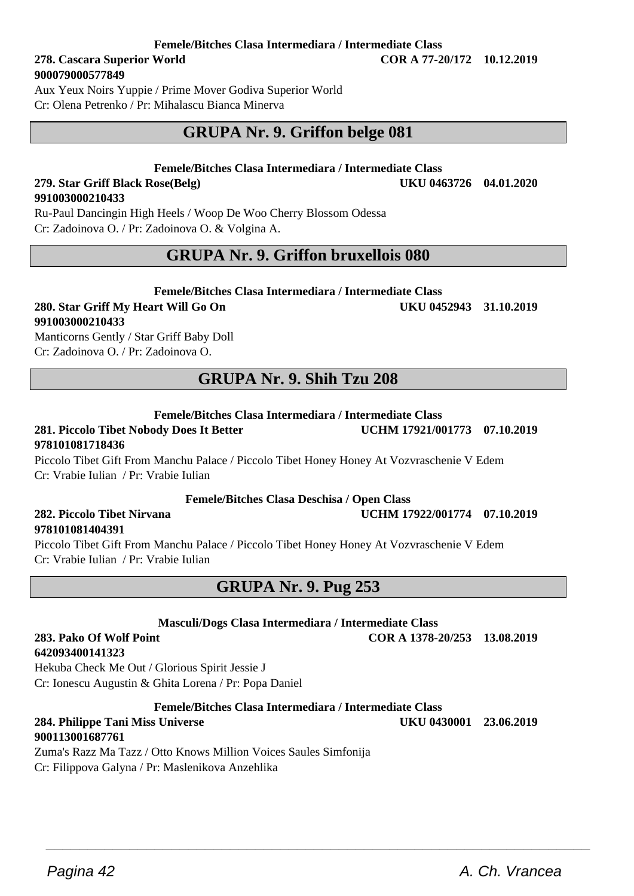**Femele/Bitches Clasa Intermediara / Intermediate Class**

**278. Cascara Superior World** **COR A 77-20/172 10.12.2019**
**900079000577849**
Aux Yeux Noirs Yuppie / Prime Mover Godiva Superior World
Cr: Olena Petrenko / Pr: Mihalascu Bianca Minerva

## GRUPA Nr. 9. Griffon belge 081

**Femele/Bitches Clasa Intermediara / Intermediate Class**

**279. Star Griff Black Rose(Belg)** **UKU 0463726 04.01.2020**
**991003000210433**
Ru-Paul Dancingin High Heels / Woop De Woo Cherry Blossom Odessa
Cr: Zadoinova O. / Pr: Zadoinova O. & Volgina A.

## GRUPA Nr. 9. Griffon bruxellois 080

**Femele/Bitches Clasa Intermediara / Intermediate Class**

**280. Star Griff My Heart Will Go On** **UKU 0452943 31.10.2019**
**991003000210433**
Manticorns Gently / Star Griff Baby Doll
Cr: Zadoinova O. / Pr: Zadoinova O.

## GRUPA Nr. 9. Shih Tzu 208

**Femele/Bitches Clasa Intermediara / Intermediate Class**

**281. Piccolo Tibet Nobody Does It Better** **UCHM 17921/001773 07.10.2019**
**978101081718436**
Piccolo Tibet Gift From Manchu Palace / Piccolo Tibet Honey Honey At Vozvraschenie V Edem
Cr: Vrabie Iulian / Pr: Vrabie Iulian

**Femele/Bitches Clasa Deschisa / Open Class**

**282. Piccolo Tibet Nirvana** **UCHM 17922/001774 07.10.2019**
**978101081404391**
Piccolo Tibet Gift From Manchu Palace / Piccolo Tibet Honey Honey At Vozvraschenie V Edem
Cr: Vrabie Iulian / Pr: Vrabie Iulian

## GRUPA Nr. 9. Pug 253

**Masculi/Dogs Clasa Intermediara / Intermediate Class**

**283. Pako Of Wolf Point** **COR A 1378-20/253 13.08.2019**
**642093400141323**
Hekuba Check Me Out / Glorious Spirit Jessie J
Cr: Ionescu Augustin & Ghita Lorena / Pr: Popa Daniel

**Femele/Bitches Clasa Intermediara / Intermediate Class**

**284. Philippe Tani Miss Universe** **UKU 0430001 23.06.2019**
**900113001687761**
Zuma's Razz Ma Tazz / Otto Knows Million Voices Saules Simfonija
Cr: Filippova Galyna / Pr: Maslenikova Anzehlika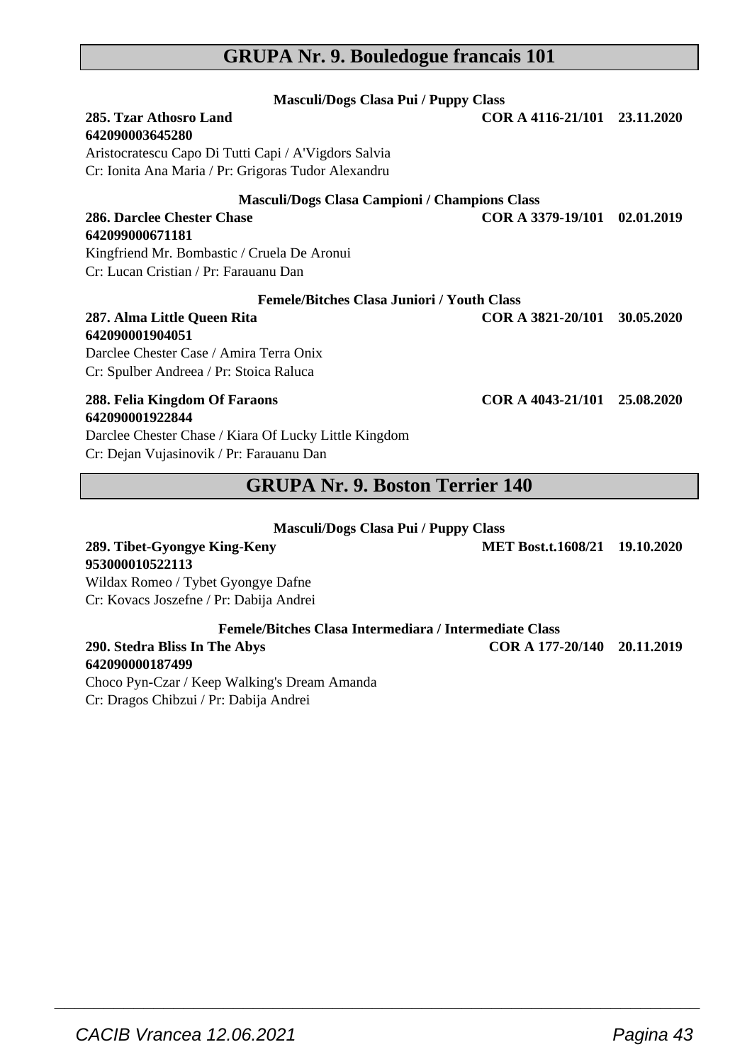## GRUPA Nr. 9. Bouledogue francais 101

**Masculi/Dogs Clasa Pui / Puppy Class**

**285. Tzar Athosro Land** **COR A 4116-21/101 23.11.2020**
**642090003645280**
Aristocratescu Capo Di Tutti Capi / A'Vigdors Salvia
Cr: Ionita Ana Maria / Pr: Grigoras Tudor Alexandru

**Masculi/Dogs Clasa Campioni / Champions Class**

**286. Darclee Chester Chase** **COR A 3379-19/101 02.01.2019**
**642099000671181**
Kingfriend Mr. Bombastic / Cruela De Aronui
Cr: Lucan Cristian / Pr: Farauanu Dan

**Femele/Bitches Clasa Juniori / Youth Class**

**287. Alma Little Queen Rita** **COR A 3821-20/101 30.05.2020**
**642090001904051**
Darclee Chester Case / Amira Terra Onix
Cr: Spulber Andreea / Pr: Stoica Raluca

**288. Felia Kingdom Of Faraons** **COR A 4043-21/101 25.08.2020**
**642090001922844**
Darclee Chester Chase / Kiara Of Lucky Little Kingdom
Cr: Dejan Vujasinovik / Pr: Farauanu Dan

## GRUPA Nr. 9. Boston Terrier 140

**Masculi/Dogs Clasa Pui / Puppy Class**

**289. Tibet-Gyongye King-Keny** **MET Bost.t.1608/21 19.10.2020**
**953000010522113**
Wildax Romeo / Tybet Gyongye Dafne
Cr: Kovacs Joszefne / Pr: Dabija Andrei

**Femele/Bitches Clasa Intermediara / Intermediate Class**

**290. Stedra Bliss In The Abys** **COR A 177-20/140 20.11.2019**
**642090000187499**
Choco Pyn-Czar / Keep Walking's Dream Amanda
Cr: Dragos Chibzui / Pr: Dabija Andrei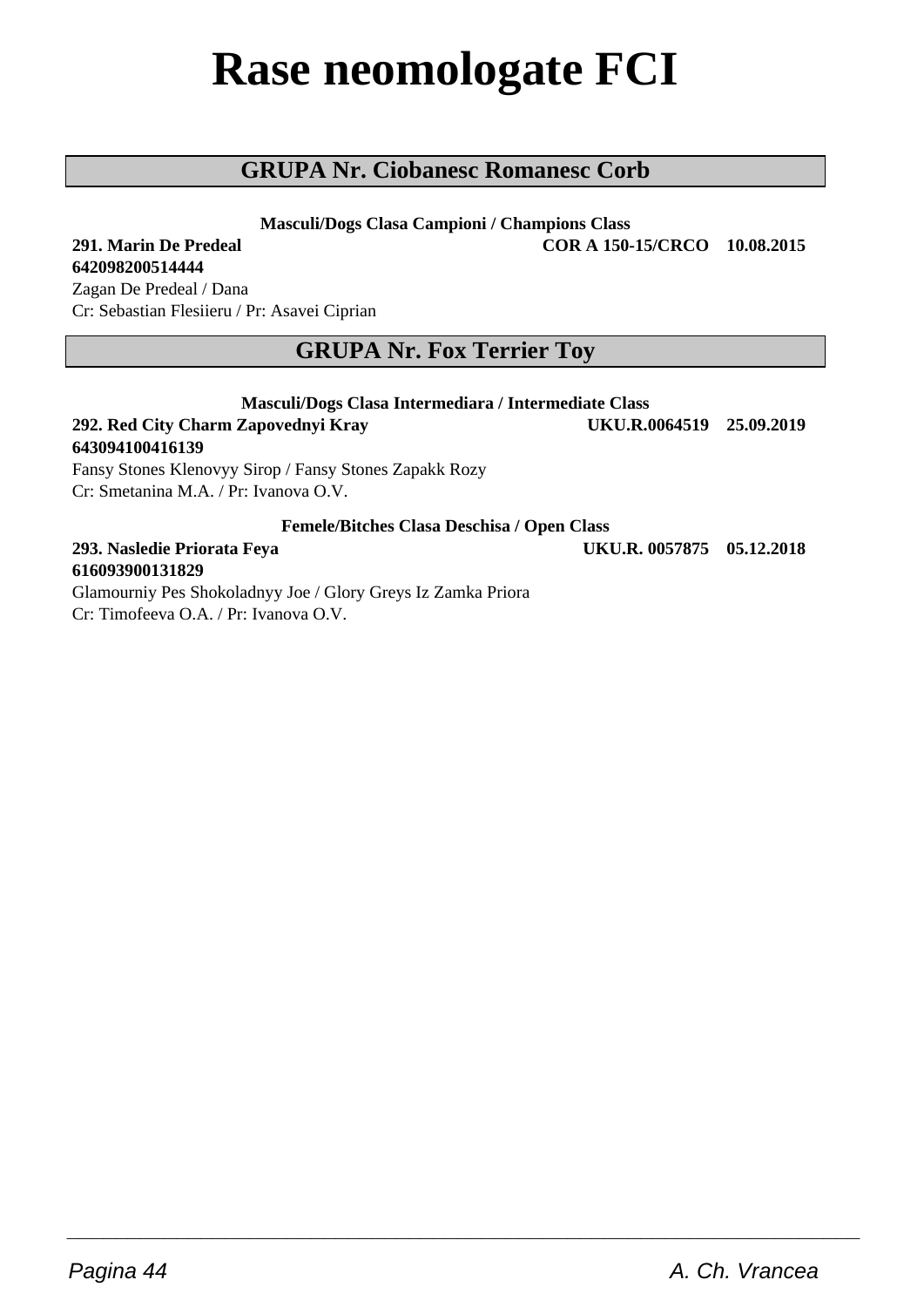# Rase neomologate FCI

## GRUPA Nr. Ciobanesc Romanesc Corb

**Masculi/Dogs Clasa Campioni / Champions Class**

**291. Marin De Predeal** **COR A 150-15/CRCO 10.08.2015**
**642098200514444**
Zagan De Predeal / Dana
Cr: Sebastian Flesiieru / Pr: Asavei Ciprian

## GRUPA Nr. Fox Terrier Toy

**Masculi/Dogs Clasa Intermediara / Intermediate Class**

**292. Red City Charm Zapovednyi Kray** **UKU.R.0064519 25.09.2019**
**643094100416139**
Fansy Stones Klenovyy Sirop / Fansy Stones Zapakk Rozy
Cr: Smetanina M.A. / Pr: Ivanova O.V.

**Femele/Bitches Clasa Deschisa / Open Class**

**293. Nasledie Priorata Feya** **UKU.R. 0057875 05.12.2018**
**616093900131829**
Glamourniy Pes Shokoladnyy Joe / Glory Greys Iz Zamka Priora
Cr: Timofeeva O.A. / Pr: Ivanova O.V.